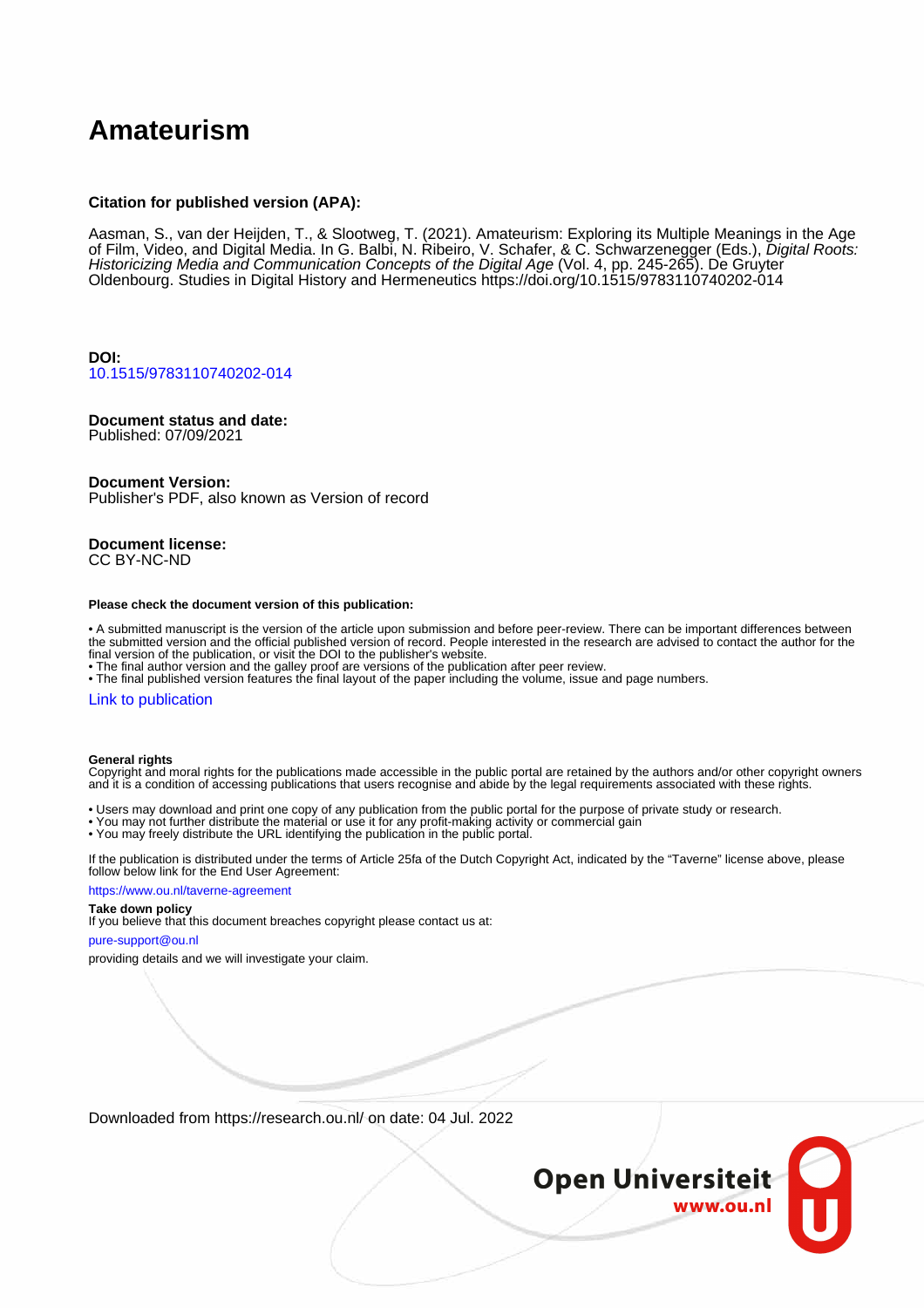# Amateurism

**Citation for published version (APA):**

Aasman, S., van der Heijden, T., & Slootweg, T. (2021). Amateurism: Exploring its Multiple Meanings in the Age of Film, Video, and Digital Media. In G. Balbi, N. Ribeiro, V. Schafer, & C. Schwarzenegger (Eds.), *Digital Roots: Historicizing Media and Communication Concepts of the Digital Age* (Vol. 4, pp. 245-265). De Gruyter Oldenbourg. Studies in Digital History and Hermeneutics https://doi.org/10.1515/9783110740202-014

**DOI:**
10.1515/9783110740202-014

**Document status and date:**
Published: 07/09/2021

**Document Version:**
Publisher's PDF, also known as Version of record

**Document license:**
CC BY-NC-ND

**Please check the document version of this publication:**

- A submitted manuscript is the version of the article upon submission and before peer-review. There can be important differences between the submitted version and the official published version of record. People interested in the research are advised to contact the author for the final version of the publication, or visit the DOI to the publisher's website.
- The final author version and the galley proof are versions of the publication after peer review.
- The final published version features the final layout of the paper including the volume, issue and page numbers.

Link to publication

**General rights**
Copyright and moral rights for the publications made accessible in the public portal are retained by the authors and/or other copyright owners and it is a condition of accessing publications that users recognise and abide by the legal requirements associated with these rights.

- Users may download and print one copy of any publication from the public portal for the purpose of private study or research.
- You may not further distribute the material or use it for any profit-making activity or commercial gain
- You may freely distribute the URL identifying the publication in the public portal.

If the publication is distributed under the terms of Article 25fa of the Dutch Copyright Act, indicated by the "Taverne" license above, please follow below link for the End User Agreement:

https://www.ou.nl/taverne-agreement

**Take down policy**
If you believe that this document breaches copyright please contact us at:

pure-support@ou.nl

providing details and we will investigate your claim.

Downloaded from https://research.ou.nl/ on date: 04 Jul. 2022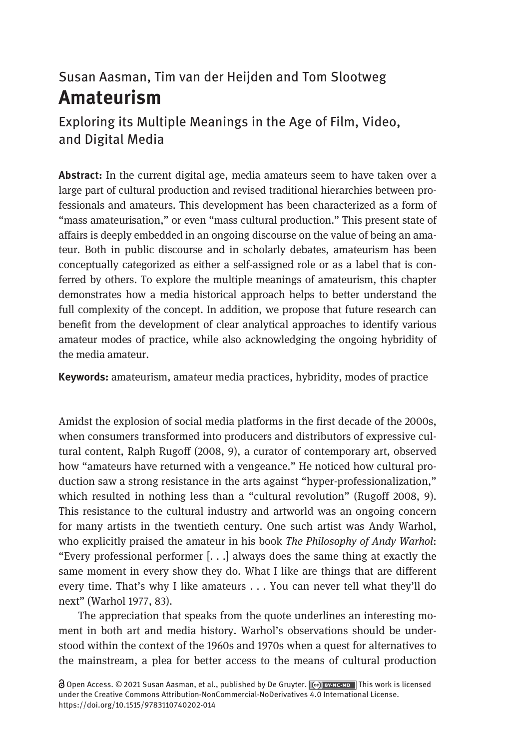Susan Aasman, Tim van der Heijden and Tom Slootweg

# Amateurism

## Exploring its Multiple Meanings in the Age of Film, Video, and Digital Media

**Abstract:** In the current digital age, media amateurs seem to have taken over a large part of cultural production and revised traditional hierarchies between professionals and amateurs. This development has been characterized as a form of "mass amateurisation," or even "mass cultural production." This present state of affairs is deeply embedded in an ongoing discourse on the value of being an amateur. Both in public discourse and in scholarly debates, amateurism has been conceptually categorized as either a self-assigned role or as a label that is conferred by others. To explore the multiple meanings of amateurism, this chapter demonstrates how a media historical approach helps to better understand the full complexity of the concept. In addition, we propose that future research can benefit from the development of clear analytical approaches to identify various amateur modes of practice, while also acknowledging the ongoing hybridity of the media amateur.

**Keywords:** amateurism, amateur media practices, hybridity, modes of practice

Amidst the explosion of social media platforms in the first decade of the 2000s, when consumers transformed into producers and distributors of expressive cultural content, Ralph Rugoff (2008, 9), a curator of contemporary art, observed how "amateurs have returned with a vengeance." He noticed how cultural production saw a strong resistance in the arts against "hyper-professionalization," which resulted in nothing less than a "cultural revolution" (Rugoff 2008, 9). This resistance to the cultural industry and artworld was an ongoing concern for many artists in the twentieth century. One such artist was Andy Warhol, who explicitly praised the amateur in his book *The Philosophy of Andy Warhol*: "Every professional performer [. . .] always does the same thing at exactly the same moment in every show they do. What I like are things that are different every time. That's why I like amateurs . . . You can never tell what they'll do next" (Warhol 1977, 83).

The appreciation that speaks from the quote underlines an interesting moment in both art and media history. Warhol's observations should be understood within the context of the 1960s and 1970s when a quest for alternatives to the mainstream, a plea for better access to the means of cultural production

Open Access. © 2021 Susan Aasman, et al., published by De Gruyter. This work is licensed under the Creative Commons Attribution-NonCommercial-NoDerivatives 4.0 International License. https://doi.org/10.1515/9783110740202-014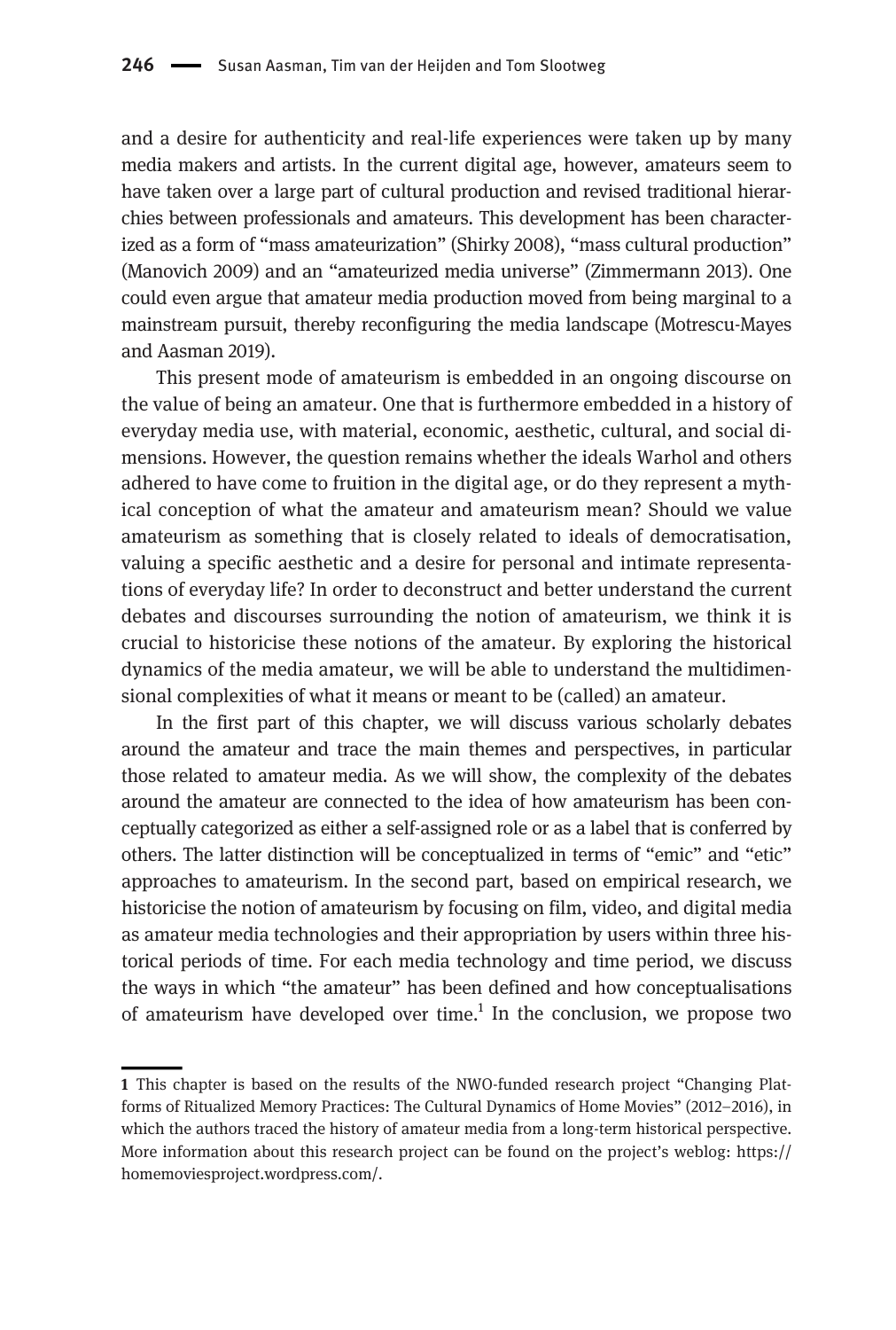and a desire for authenticity and real-life experiences were taken up by many media makers and artists. In the current digital age, however, amateurs seem to have taken over a large part of cultural production and revised traditional hierarchies between professionals and amateurs. This development has been characterized as a form of "mass amateurization" (Shirky 2008), "mass cultural production" (Manovich 2009) and an "amateurized media universe" (Zimmermann 2013). One could even argue that amateur media production moved from being marginal to a mainstream pursuit, thereby reconfiguring the media landscape (Motrescu-Mayes and Aasman 2019).

This present mode of amateurism is embedded in an ongoing discourse on the value of being an amateur. One that is furthermore embedded in a history of everyday media use, with material, economic, aesthetic, cultural, and social dimensions. However, the question remains whether the ideals Warhol and others adhered to have come to fruition in the digital age, or do they represent a mythical conception of what the amateur and amateurism mean? Should we value amateurism as something that is closely related to ideals of democratisation, valuing a specific aesthetic and a desire for personal and intimate representations of everyday life? In order to deconstruct and better understand the current debates and discourses surrounding the notion of amateurism, we think it is crucial to historicise these notions of the amateur. By exploring the historical dynamics of the media amateur, we will be able to understand the multidimensional complexities of what it means or meant to be (called) an amateur.

In the first part of this chapter, we will discuss various scholarly debates around the amateur and trace the main themes and perspectives, in particular those related to amateur media. As we will show, the complexity of the debates around the amateur are connected to the idea of how amateurism has been conceptually categorized as either a self-assigned role or as a label that is conferred by others. The latter distinction will be conceptualized in terms of "emic" and "etic" approaches to amateurism. In the second part, based on empirical research, we historicise the notion of amateurism by focusing on film, video, and digital media as amateur media technologies and their appropriation by users within three historical periods of time. For each media technology and time period, we discuss the ways in which "the amateur" has been defined and how conceptualisations of amateurism have developed over time.[1] In the conclusion, we propose two

---

1 This chapter is based on the results of the NWO-funded research project "Changing Platforms of Ritualized Memory Practices: The Cultural Dynamics of Home Movies" (2012–2016), in which the authors traced the history of amateur media from a long-term historical perspective. More information about this research project can be found on the project's weblog: https://homemoviesproject.wordpress.com/.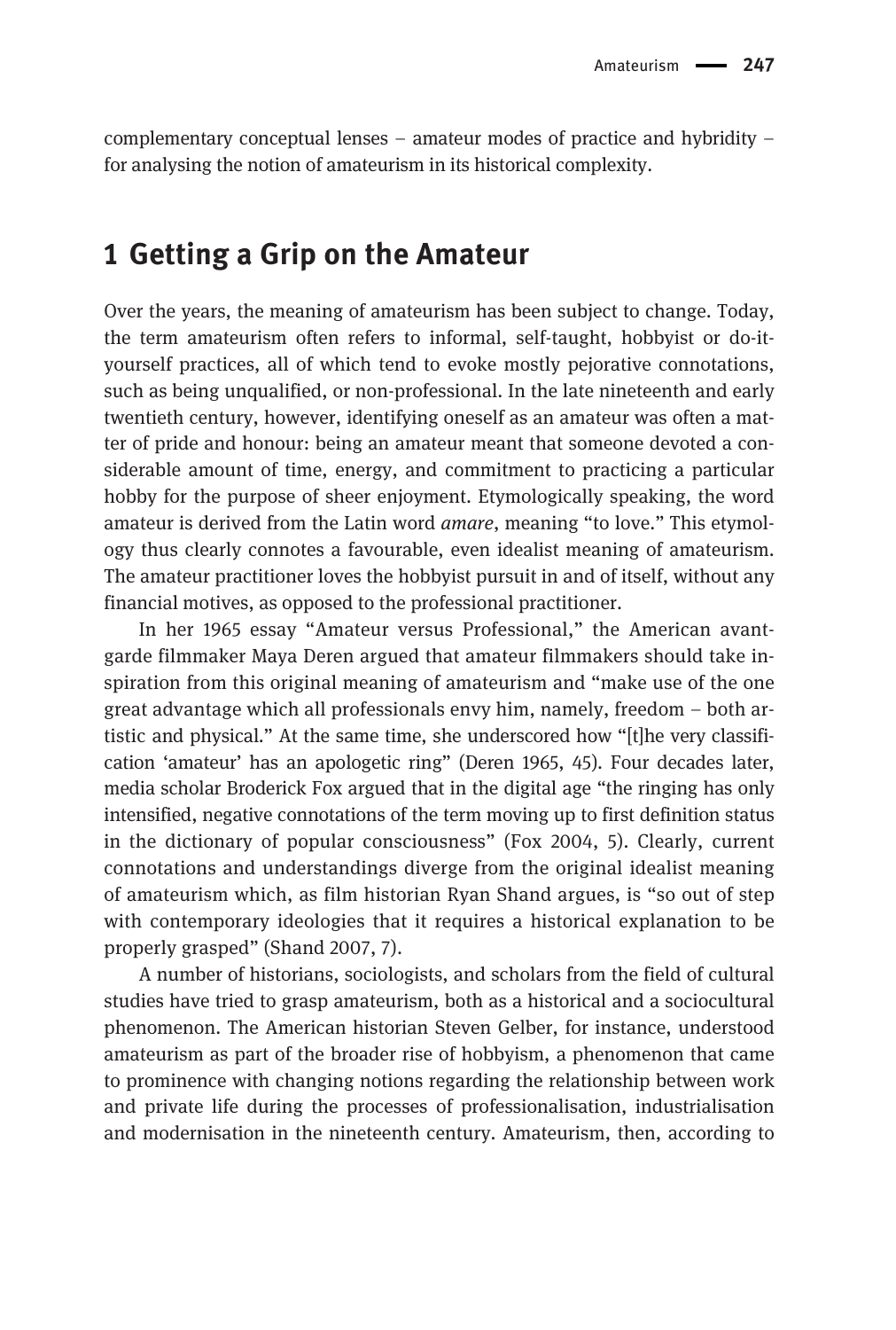complementary conceptual lenses – amateur modes of practice and hybridity – for analysing the notion of amateurism in its historical complexity.

## 1 Getting a Grip on the Amateur

Over the years, the meaning of amateurism has been subject to change. Today, the term amateurism often refers to informal, self-taught, hobbyist or do-it-yourself practices, all of which tend to evoke mostly pejorative connotations, such as being unqualified, or non-professional. In the late nineteenth and early twentieth century, however, identifying oneself as an amateur was often a matter of pride and honour: being an amateur meant that someone devoted a considerable amount of time, energy, and commitment to practicing a particular hobby for the purpose of sheer enjoyment. Etymologically speaking, the word amateur is derived from the Latin word *amare*, meaning "to love." This etymology thus clearly connotes a favourable, even idealist meaning of amateurism. The amateur practitioner loves the hobbyist pursuit in and of itself, without any financial motives, as opposed to the professional practitioner.

In her 1965 essay "Amateur versus Professional," the American avant-garde filmmaker Maya Deren argued that amateur filmmakers should take inspiration from this original meaning of amateurism and "make use of the one great advantage which all professionals envy him, namely, freedom – both artistic and physical." At the same time, she underscored how "[t]he very classification 'amateur' has an apologetic ring" (Deren 1965, 45). Four decades later, media scholar Broderick Fox argued that in the digital age "the ringing has only intensified, negative connotations of the term moving up to first definition status in the dictionary of popular consciousness" (Fox 2004, 5). Clearly, current connotations and understandings diverge from the original idealist meaning of amateurism which, as film historian Ryan Shand argues, is "so out of step with contemporary ideologies that it requires a historical explanation to be properly grasped" (Shand 2007, 7).

A number of historians, sociologists, and scholars from the field of cultural studies have tried to grasp amateurism, both as a historical and a sociocultural phenomenon. The American historian Steven Gelber, for instance, understood amateurism as part of the broader rise of hobbyism, a phenomenon that came to prominence with changing notions regarding the relationship between work and private life during the processes of professionalisation, industrialisation and modernisation in the nineteenth century. Amateurism, then, according to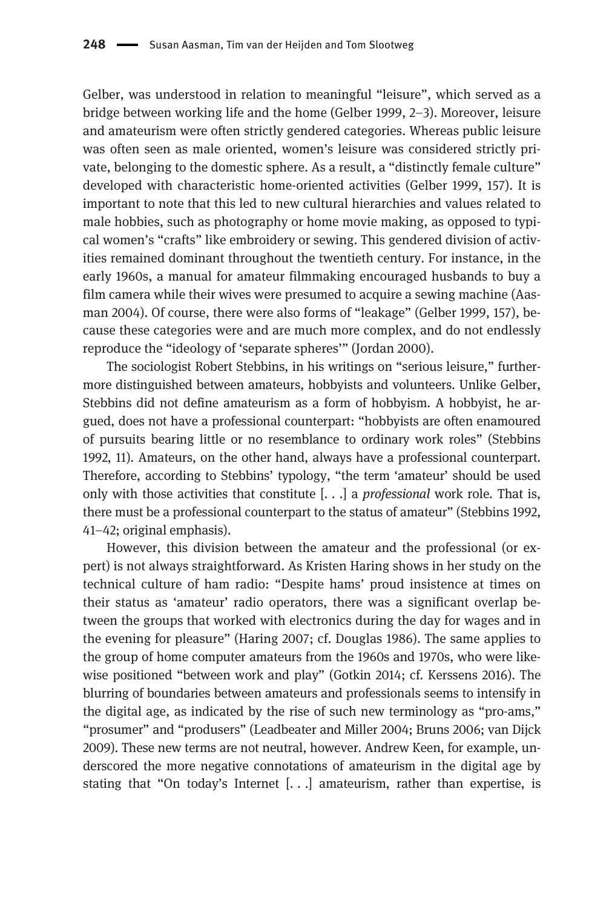Gelber, was understood in relation to meaningful "leisure", which served as a bridge between working life and the home (Gelber 1999, 2–3). Moreover, leisure and amateurism were often strictly gendered categories. Whereas public leisure was often seen as male oriented, women's leisure was considered strictly private, belonging to the domestic sphere. As a result, a "distinctly female culture" developed with characteristic home-oriented activities (Gelber 1999, 157). It is important to note that this led to new cultural hierarchies and values related to male hobbies, such as photography or home movie making, as opposed to typical women's "crafts" like embroidery or sewing. This gendered division of activities remained dominant throughout the twentieth century. For instance, in the early 1960s, a manual for amateur filmmaking encouraged husbands to buy a film camera while their wives were presumed to acquire a sewing machine (Aasman 2004). Of course, there were also forms of "leakage" (Gelber 1999, 157), because these categories were and are much more complex, and do not endlessly reproduce the "ideology of 'separate spheres'" (Jordan 2000).

The sociologist Robert Stebbins, in his writings on "serious leisure," furthermore distinguished between amateurs, hobbyists and volunteers. Unlike Gelber, Stebbins did not define amateurism as a form of hobbyism. A hobbyist, he argued, does not have a professional counterpart: "hobbyists are often enamoured of pursuits bearing little or no resemblance to ordinary work roles" (Stebbins 1992, 11). Amateurs, on the other hand, always have a professional counterpart. Therefore, according to Stebbins' typology, "the term 'amateur' should be used only with those activities that constitute [. . .] a *professional* work role. That is, there must be a professional counterpart to the status of amateur" (Stebbins 1992, 41–42; original emphasis).

However, this division between the amateur and the professional (or expert) is not always straightforward. As Kristen Haring shows in her study on the technical culture of ham radio: "Despite hams' proud insistence at times on their status as 'amateur' radio operators, there was a significant overlap between the groups that worked with electronics during the day for wages and in the evening for pleasure" (Haring 2007; cf. Douglas 1986). The same applies to the group of home computer amateurs from the 1960s and 1970s, who were likewise positioned "between work and play" (Gotkin 2014; cf. Kerssens 2016). The blurring of boundaries between amateurs and professionals seems to intensify in the digital age, as indicated by the rise of such new terminology as "pro-ams," "prosumer" and "produsers" (Leadbeater and Miller 2004; Bruns 2006; van Dijck 2009). These new terms are not neutral, however. Andrew Keen, for example, underscored the more negative connotations of amateurism in the digital age by stating that "On today's Internet [. . .] amateurism, rather than expertise, is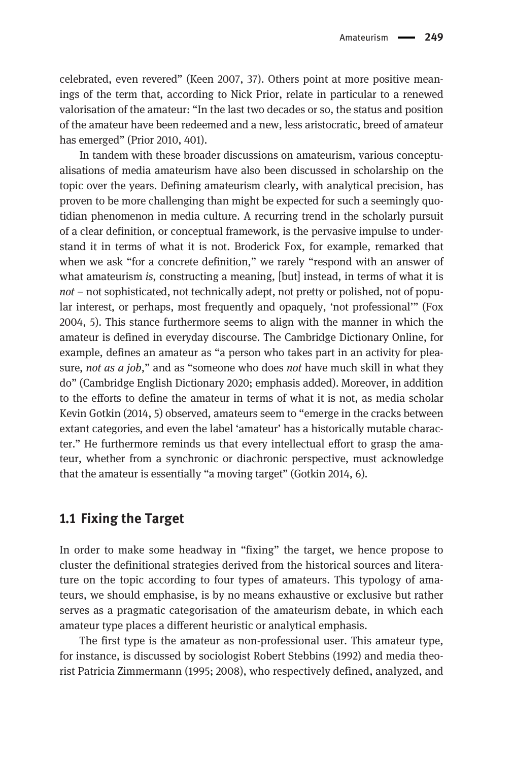celebrated, even revered" (Keen 2007, 37). Others point at more positive meanings of the term that, according to Nick Prior, relate in particular to a renewed valorisation of the amateur: "In the last two decades or so, the status and position of the amateur have been redeemed and a new, less aristocratic, breed of amateur has emerged" (Prior 2010, 401).

In tandem with these broader discussions on amateurism, various conceptualisations of media amateurism have also been discussed in scholarship on the topic over the years. Defining amateurism clearly, with analytical precision, has proven to be more challenging than might be expected for such a seemingly quotidian phenomenon in media culture. A recurring trend in the scholarly pursuit of a clear definition, or conceptual framework, is the pervasive impulse to understand it in terms of what it is not. Broderick Fox, for example, remarked that when we ask "for a concrete definition," we rarely "respond with an answer of what amateurism *is*, constructing a meaning, [but] instead, in terms of what it is *not* – not sophisticated, not technically adept, not pretty or polished, not of popular interest, or perhaps, most frequently and opaquely, 'not professional'" (Fox 2004, 5). This stance furthermore seems to align with the manner in which the amateur is defined in everyday discourse. The Cambridge Dictionary Online, for example, defines an amateur as "a person who takes part in an activity for pleasure, *not as a job*," and as "someone who does *not* have much skill in what they do" (Cambridge English Dictionary 2020; emphasis added). Moreover, in addition to the efforts to define the amateur in terms of what it is not, as media scholar Kevin Gotkin (2014, 5) observed, amateurs seem to "emerge in the cracks between extant categories, and even the label 'amateur' has a historically mutable character." He furthermore reminds us that every intellectual effort to grasp the amateur, whether from a synchronic or diachronic perspective, must acknowledge that the amateur is essentially "a moving target" (Gotkin 2014, 6).

## 1.1 Fixing the Target

In order to make some headway in "fixing" the target, we hence propose to cluster the definitional strategies derived from the historical sources and literature on the topic according to four types of amateurs. This typology of amateurs, we should emphasise, is by no means exhaustive or exclusive but rather serves as a pragmatic categorisation of the amateurism debate, in which each amateur type places a different heuristic or analytical emphasis.

The first type is the amateur as non-professional user. This amateur type, for instance, is discussed by sociologist Robert Stebbins (1992) and media theorist Patricia Zimmermann (1995; 2008), who respectively defined, analyzed, and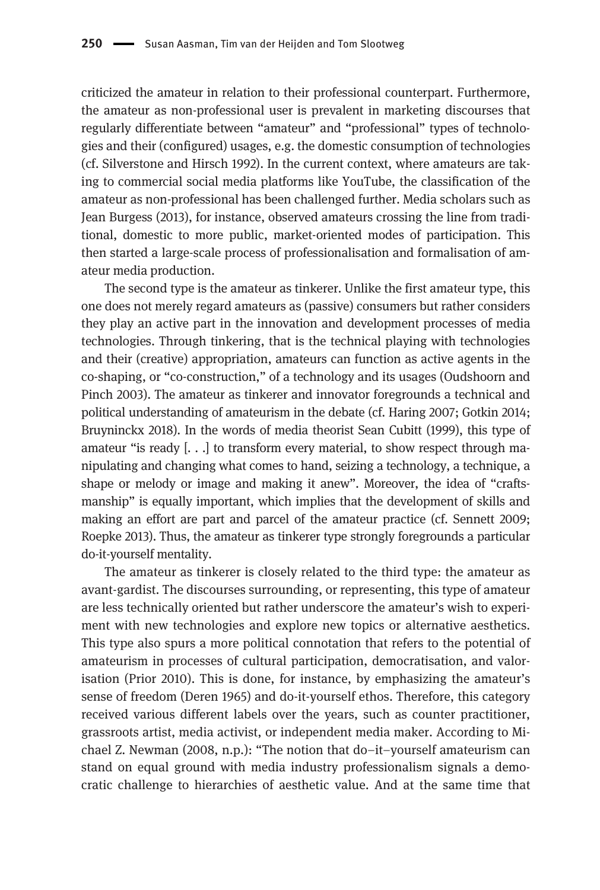criticized the amateur in relation to their professional counterpart. Furthermore, the amateur as non-professional user is prevalent in marketing discourses that regularly differentiate between "amateur" and "professional" types of technologies and their (configured) usages, e.g. the domestic consumption of technologies (cf. Silverstone and Hirsch 1992). In the current context, where amateurs are taking to commercial social media platforms like YouTube, the classification of the amateur as non-professional has been challenged further. Media scholars such as Jean Burgess (2013), for instance, observed amateurs crossing the line from traditional, domestic to more public, market-oriented modes of participation. This then started a large-scale process of professionalisation and formalisation of amateur media production.

The second type is the amateur as tinkerer. Unlike the first amateur type, this one does not merely regard amateurs as (passive) consumers but rather considers they play an active part in the innovation and development processes of media technologies. Through tinkering, that is the technical playing with technologies and their (creative) appropriation, amateurs can function as active agents in the co-shaping, or "co-construction," of a technology and its usages (Oudshoorn and Pinch 2003). The amateur as tinkerer and innovator foregrounds a technical and political understanding of amateurism in the debate (cf. Haring 2007; Gotkin 2014; Bruyninckx 2018). In the words of media theorist Sean Cubitt (1999), this type of amateur "is ready [. . .] to transform every material, to show respect through manipulating and changing what comes to hand, seizing a technology, a technique, a shape or melody or image and making it anew". Moreover, the idea of "craftsmanship" is equally important, which implies that the development of skills and making an effort are part and parcel of the amateur practice (cf. Sennett 2009; Roepke 2013). Thus, the amateur as tinkerer type strongly foregrounds a particular do-it-yourself mentality.

The amateur as tinkerer is closely related to the third type: the amateur as avant-gardist. The discourses surrounding, or representing, this type of amateur are less technically oriented but rather underscore the amateur's wish to experiment with new technologies and explore new topics or alternative aesthetics. This type also spurs a more political connotation that refers to the potential of amateurism in processes of cultural participation, democratisation, and valorisation (Prior 2010). This is done, for instance, by emphasizing the amateur's sense of freedom (Deren 1965) and do-it-yourself ethos. Therefore, this category received various different labels over the years, such as counter practitioner, grassroots artist, media activist, or independent media maker. According to Michael Z. Newman (2008, n.p.): "The notion that do–it–yourself amateurism can stand on equal ground with media industry professionalism signals a democratic challenge to hierarchies of aesthetic value. And at the same time that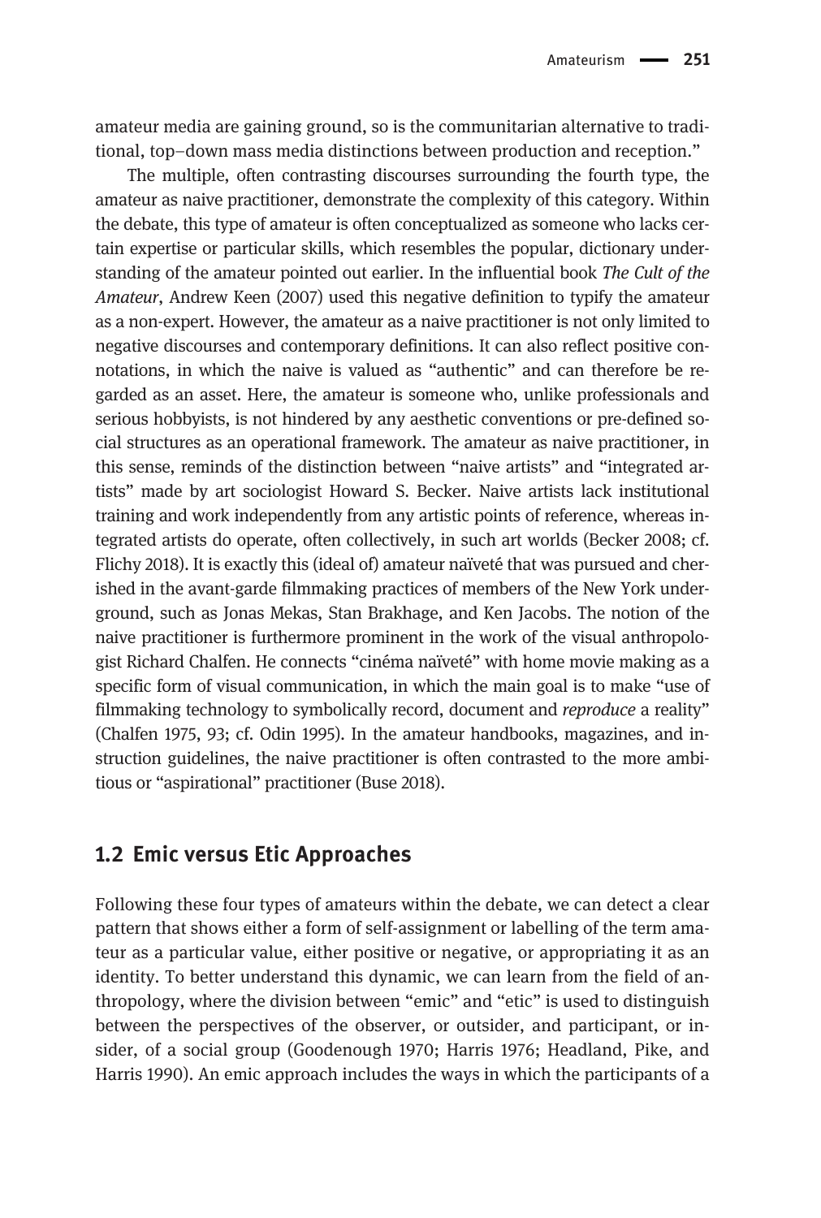amateur media are gaining ground, so is the communitarian alternative to traditional, top–down mass media distinctions between production and reception."

The multiple, often contrasting discourses surrounding the fourth type, the amateur as naive practitioner, demonstrate the complexity of this category. Within the debate, this type of amateur is often conceptualized as someone who lacks certain expertise or particular skills, which resembles the popular, dictionary understanding of the amateur pointed out earlier. In the influential book *The Cult of the Amateur*, Andrew Keen (2007) used this negative definition to typify the amateur as a non-expert. However, the amateur as a naive practitioner is not only limited to negative discourses and contemporary definitions. It can also reflect positive connotations, in which the naive is valued as "authentic" and can therefore be regarded as an asset. Here, the amateur is someone who, unlike professionals and serious hobbyists, is not hindered by any aesthetic conventions or pre-defined social structures as an operational framework. The amateur as naive practitioner, in this sense, reminds of the distinction between "naive artists" and "integrated artists" made by art sociologist Howard S. Becker. Naive artists lack institutional training and work independently from any artistic points of reference, whereas integrated artists do operate, often collectively, in such art worlds (Becker 2008; cf. Flichy 2018). It is exactly this (ideal of) amateur naïveté that was pursued and cherished in the avant-garde filmmaking practices of members of the New York underground, such as Jonas Mekas, Stan Brakhage, and Ken Jacobs. The notion of the naive practitioner is furthermore prominent in the work of the visual anthropologist Richard Chalfen. He connects "cinéma naïveté" with home movie making as a specific form of visual communication, in which the main goal is to make "use of filmmaking technology to symbolically record, document and *reproduce* a reality" (Chalfen 1975, 93; cf. Odin 1995). In the amateur handbooks, magazines, and instruction guidelines, the naive practitioner is often contrasted to the more ambitious or "aspirational" practitioner (Buse 2018).

## 1.2 Emic versus Etic Approaches

Following these four types of amateurs within the debate, we can detect a clear pattern that shows either a form of self-assignment or labelling of the term amateur as a particular value, either positive or negative, or appropriating it as an identity. To better understand this dynamic, we can learn from the field of anthropology, where the division between "emic" and "etic" is used to distinguish between the perspectives of the observer, or outsider, and participant, or insider, of a social group (Goodenough 1970; Harris 1976; Headland, Pike, and Harris 1990). An emic approach includes the ways in which the participants of a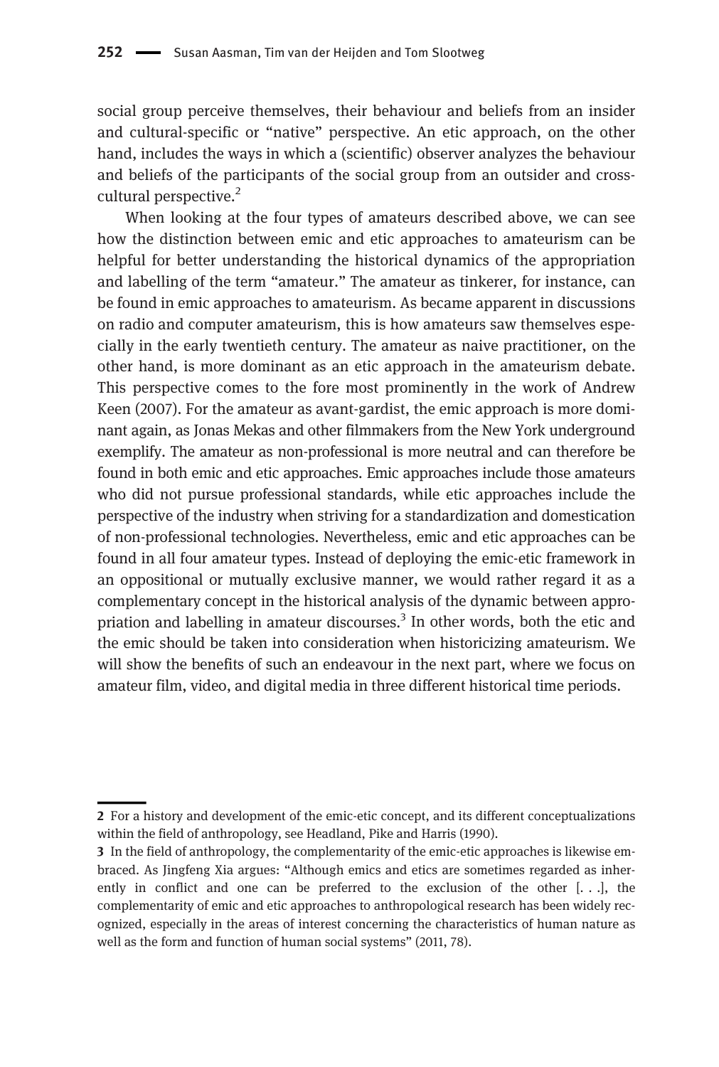social group perceive themselves, their behaviour and beliefs from an insider and cultural-specific or "native" perspective. An etic approach, on the other hand, includes the ways in which a (scientific) observer analyzes the behaviour and beliefs of the participants of the social group from an outsider and cross-cultural perspective.[2]

When looking at the four types of amateurs described above, we can see how the distinction between emic and etic approaches to amateurism can be helpful for better understanding the historical dynamics of the appropriation and labelling of the term "amateur." The amateur as tinkerer, for instance, can be found in emic approaches to amateurism. As became apparent in discussions on radio and computer amateurism, this is how amateurs saw themselves especially in the early twentieth century. The amateur as naive practitioner, on the other hand, is more dominant as an etic approach in the amateurism debate. This perspective comes to the fore most prominently in the work of Andrew Keen (2007). For the amateur as avant-gardist, the emic approach is more dominant again, as Jonas Mekas and other filmmakers from the New York underground exemplify. The amateur as non-professional is more neutral and can therefore be found in both emic and etic approaches. Emic approaches include those amateurs who did not pursue professional standards, while etic approaches include the perspective of the industry when striving for a standardization and domestication of non-professional technologies. Nevertheless, emic and etic approaches can be found in all four amateur types. Instead of deploying the emic-etic framework in an oppositional or mutually exclusive manner, we would rather regard it as a complementary concept in the historical analysis of the dynamic between appropriation and labelling in amateur discourses.[3] In other words, both the etic and the emic should be taken into consideration when historicizing amateurism. We will show the benefits of such an endeavour in the next part, where we focus on amateur film, video, and digital media in three different historical time periods.

---

2 For a history and development of the emic-etic concept, and its different conceptualizations within the field of anthropology, see Headland, Pike and Harris (1990).

3 In the field of anthropology, the complementarity of the emic-etic approaches is likewise embraced. As Jingfeng Xia argues: "Although emics and etics are sometimes regarded as inherently in conflict and one can be preferred to the exclusion of the other [. . .], the complementarity of emic and etic approaches to anthropological research has been widely recognized, especially in the areas of interest concerning the characteristics of human nature as well as the form and function of human social systems" (2011, 78).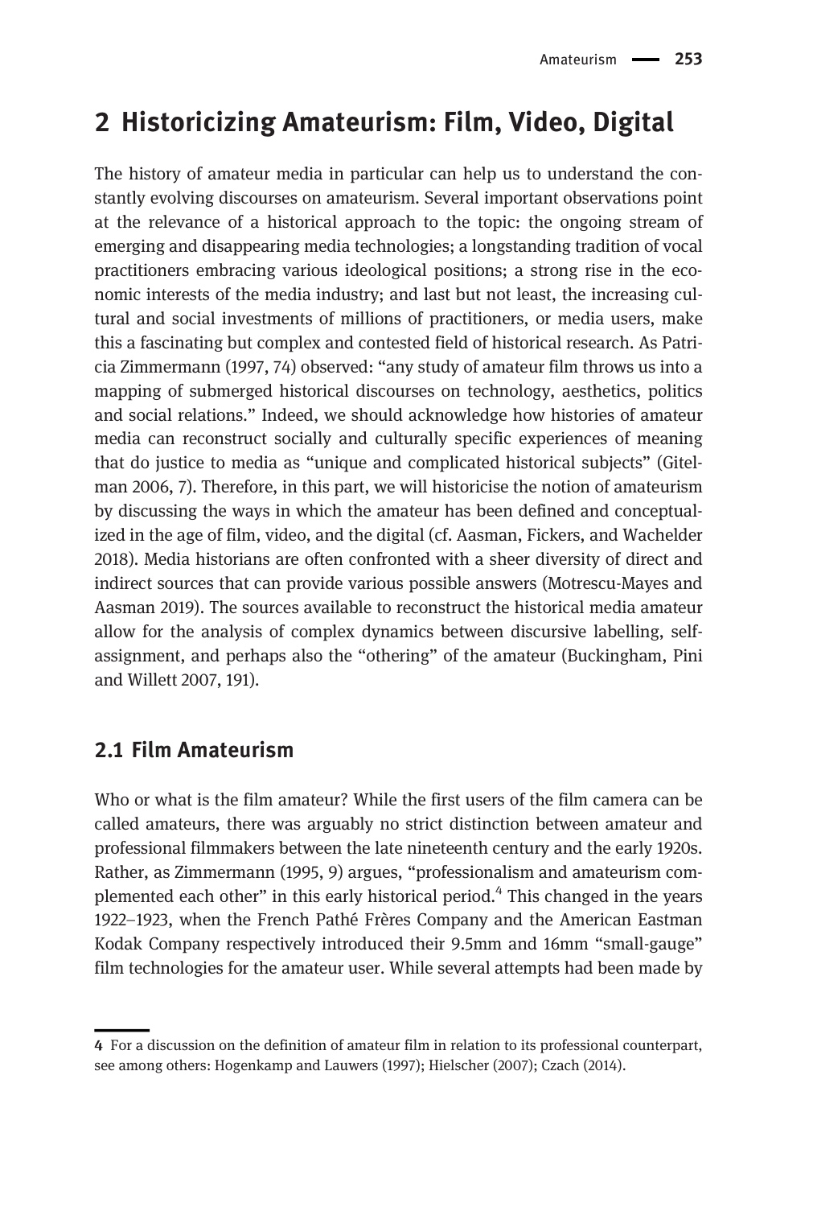## 2 Historicizing Amateurism: Film, Video, Digital

The history of amateur media in particular can help us to understand the constantly evolving discourses on amateurism. Several important observations point at the relevance of a historical approach to the topic: the ongoing stream of emerging and disappearing media technologies; a longstanding tradition of vocal practitioners embracing various ideological positions; a strong rise in the economic interests of the media industry; and last but not least, the increasing cultural and social investments of millions of practitioners, or media users, make this a fascinating but complex and contested field of historical research. As Patricia Zimmermann (1997, 74) observed: "any study of amateur film throws us into a mapping of submerged historical discourses on technology, aesthetics, politics and social relations." Indeed, we should acknowledge how histories of amateur media can reconstruct socially and culturally specific experiences of meaning that do justice to media as "unique and complicated historical subjects" (Gitelman 2006, 7). Therefore, in this part, we will historicise the notion of amateurism by discussing the ways in which the amateur has been defined and conceptualized in the age of film, video, and the digital (cf. Aasman, Fickers, and Wachelder 2018). Media historians are often confronted with a sheer diversity of direct and indirect sources that can provide various possible answers (Motrescu-Mayes and Aasman 2019). The sources available to reconstruct the historical media amateur allow for the analysis of complex dynamics between discursive labelling, self-assignment, and perhaps also the "othering" of the amateur (Buckingham, Pini and Willett 2007, 191).

### 2.1 Film Amateurism

Who or what is the film amateur? While the first users of the film camera can be called amateurs, there was arguably no strict distinction between amateur and professional filmmakers between the late nineteenth century and the early 1920s. Rather, as Zimmermann (1995, 9) argues, "professionalism and amateurism complemented each other" in this early historical period.[4] This changed in the years 1922–1923, when the French Pathé Frères Company and the American Eastman Kodak Company respectively introduced their 9.5mm and 16mm "small-gauge" film technologies for the amateur user. While several attempts had been made by

---

4 For a discussion on the definition of amateur film in relation to its professional counterpart, see among others: Hogenkamp and Lauwers (1997); Hielscher (2007); Czach (2014).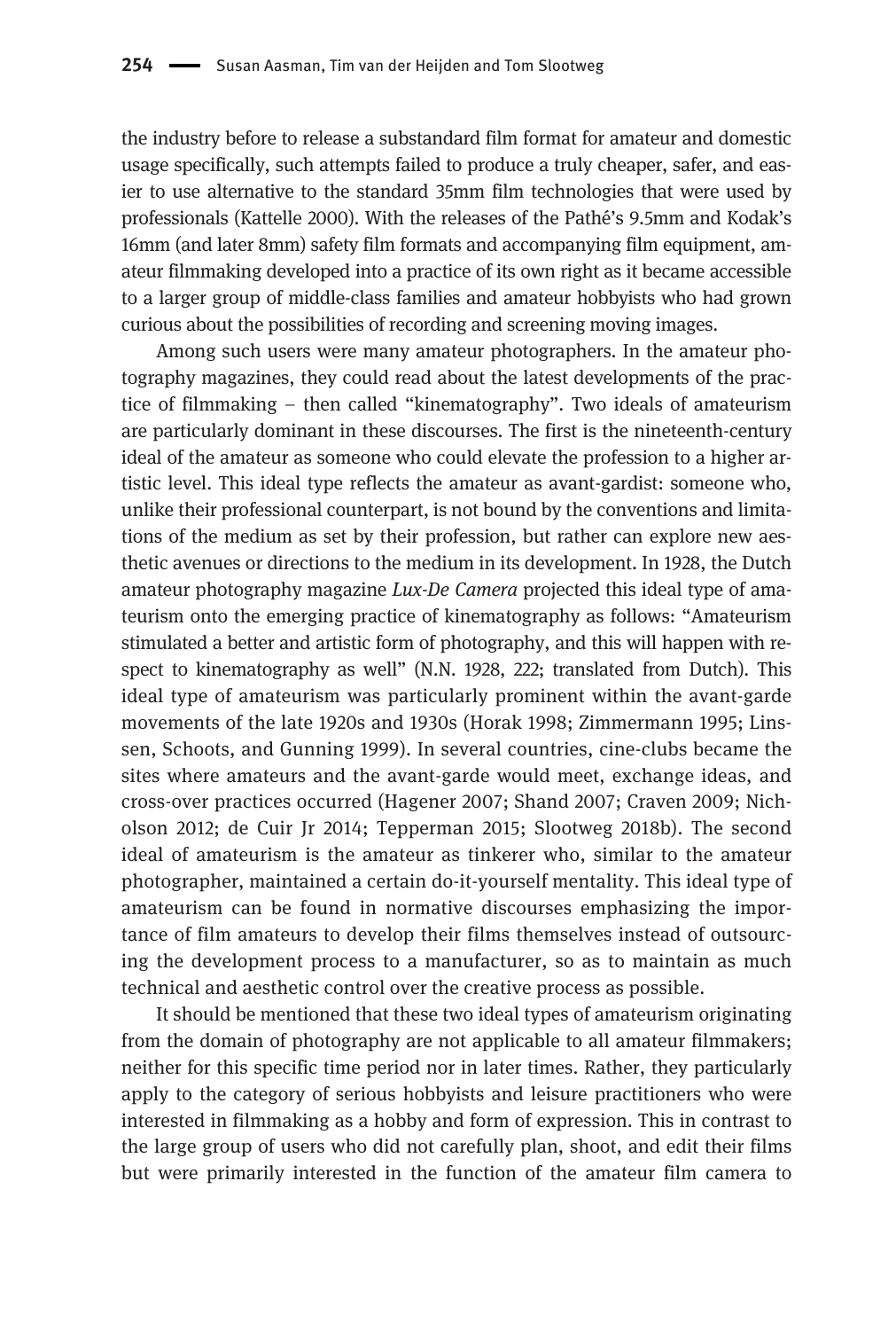the industry before to release a substandard film format for amateur and domestic usage specifically, such attempts failed to produce a truly cheaper, safer, and easier to use alternative to the standard 35mm film technologies that were used by professionals (Kattelle 2000). With the releases of the Pathé's 9.5mm and Kodak's 16mm (and later 8mm) safety film formats and accompanying film equipment, amateur filmmaking developed into a practice of its own right as it became accessible to a larger group of middle-class families and amateur hobbyists who had grown curious about the possibilities of recording and screening moving images.

Among such users were many amateur photographers. In the amateur photography magazines, they could read about the latest developments of the practice of filmmaking – then called "kinematography". Two ideals of amateurism are particularly dominant in these discourses. The first is the nineteenth-century ideal of the amateur as someone who could elevate the profession to a higher artistic level. This ideal type reflects the amateur as avant-gardist: someone who, unlike their professional counterpart, is not bound by the conventions and limitations of the medium as set by their profession, but rather can explore new aesthetic avenues or directions to the medium in its development. In 1928, the Dutch amateur photography magazine *Lux-De Camera* projected this ideal type of amateurism onto the emerging practice of kinematography as follows: "Amateurism stimulated a better and artistic form of photography, and this will happen with respect to kinematography as well" (N.N. 1928, 222; translated from Dutch). This ideal type of amateurism was particularly prominent within the avant-garde movements of the late 1920s and 1930s (Horak 1998; Zimmermann 1995; Linssen, Schoots, and Gunning 1999). In several countries, cine-clubs became the sites where amateurs and the avant-garde would meet, exchange ideas, and cross-over practices occurred (Hagener 2007; Shand 2007; Craven 2009; Nicholson 2012; de Cuir Jr 2014; Tepperman 2015; Slootweg 2018b). The second ideal of amateurism is the amateur as tinkerer who, similar to the amateur photographer, maintained a certain do-it-yourself mentality. This ideal type of amateurism can be found in normative discourses emphasizing the importance of film amateurs to develop their films themselves instead of outsourcing the development process to a manufacturer, so as to maintain as much technical and aesthetic control over the creative process as possible.

It should be mentioned that these two ideal types of amateurism originating from the domain of photography are not applicable to all amateur filmmakers; neither for this specific time period nor in later times. Rather, they particularly apply to the category of serious hobbyists and leisure practitioners who were interested in filmmaking as a hobby and form of expression. This in contrast to the large group of users who did not carefully plan, shoot, and edit their films but were primarily interested in the function of the amateur film camera to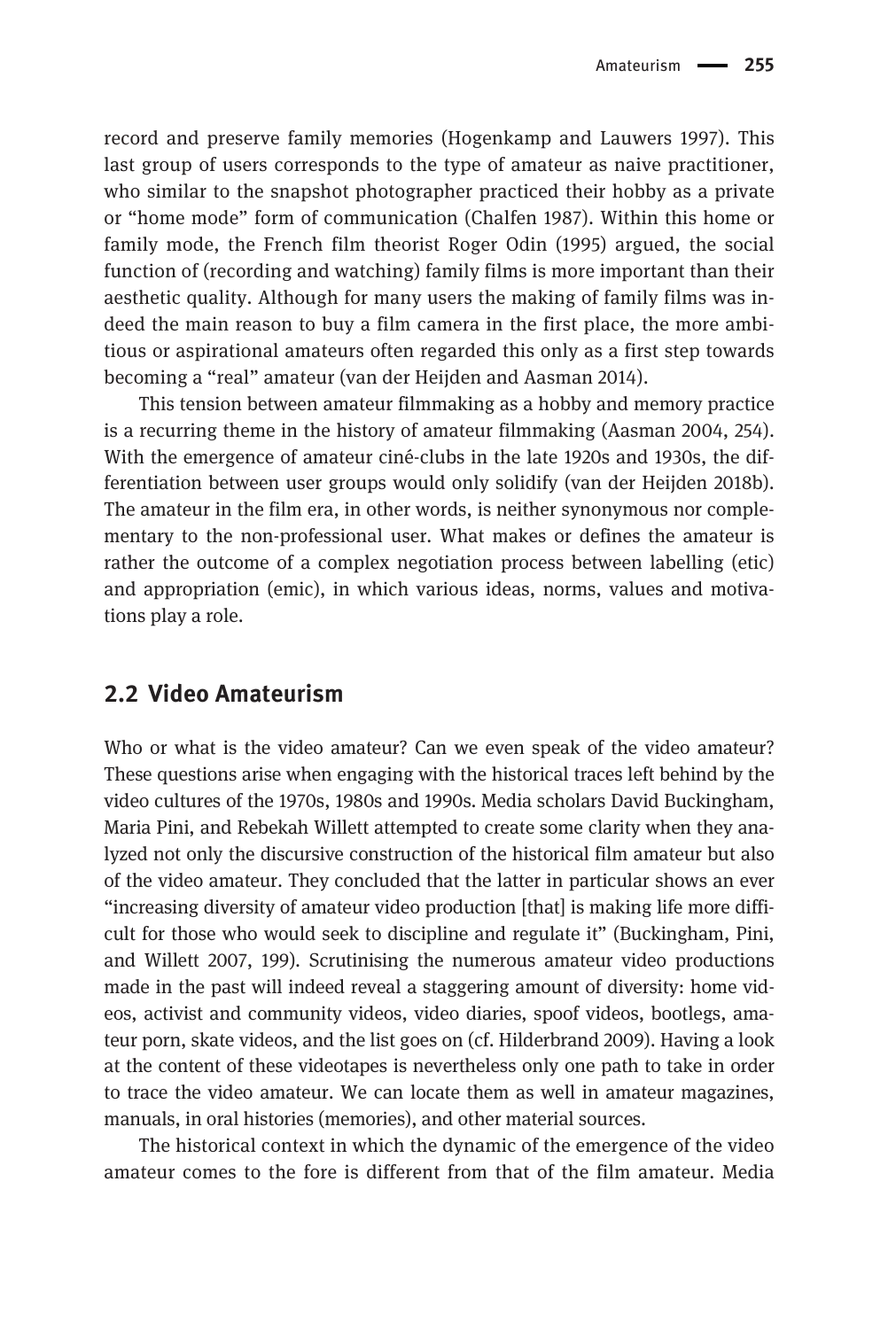record and preserve family memories (Hogenkamp and Lauwers 1997). This last group of users corresponds to the type of amateur as naive practitioner, who similar to the snapshot photographer practiced their hobby as a private or "home mode" form of communication (Chalfen 1987). Within this home or family mode, the French film theorist Roger Odin (1995) argued, the social function of (recording and watching) family films is more important than their aesthetic quality. Although for many users the making of family films was indeed the main reason to buy a film camera in the first place, the more ambitious or aspirational amateurs often regarded this only as a first step towards becoming a "real" amateur (van der Heijden and Aasman 2014).

This tension between amateur filmmaking as a hobby and memory practice is a recurring theme in the history of amateur filmmaking (Aasman 2004, 254). With the emergence of amateur ciné-clubs in the late 1920s and 1930s, the differentiation between user groups would only solidify (van der Heijden 2018b). The amateur in the film era, in other words, is neither synonymous nor complementary to the non-professional user. What makes or defines the amateur is rather the outcome of a complex negotiation process between labelling (etic) and appropriation (emic), in which various ideas, norms, values and motivations play a role.

## 2.2 Video Amateurism

Who or what is the video amateur? Can we even speak of the video amateur? These questions arise when engaging with the historical traces left behind by the video cultures of the 1970s, 1980s and 1990s. Media scholars David Buckingham, Maria Pini, and Rebekah Willett attempted to create some clarity when they analyzed not only the discursive construction of the historical film amateur but also of the video amateur. They concluded that the latter in particular shows an ever "increasing diversity of amateur video production [that] is making life more difficult for those who would seek to discipline and regulate it" (Buckingham, Pini, and Willett 2007, 199). Scrutinising the numerous amateur video productions made in the past will indeed reveal a staggering amount of diversity: home videos, activist and community videos, video diaries, spoof videos, bootlegs, amateur porn, skate videos, and the list goes on (cf. Hilderbrand 2009). Having a look at the content of these videotapes is nevertheless only one path to take in order to trace the video amateur. We can locate them as well in amateur magazines, manuals, in oral histories (memories), and other material sources.

The historical context in which the dynamic of the emergence of the video amateur comes to the fore is different from that of the film amateur. Media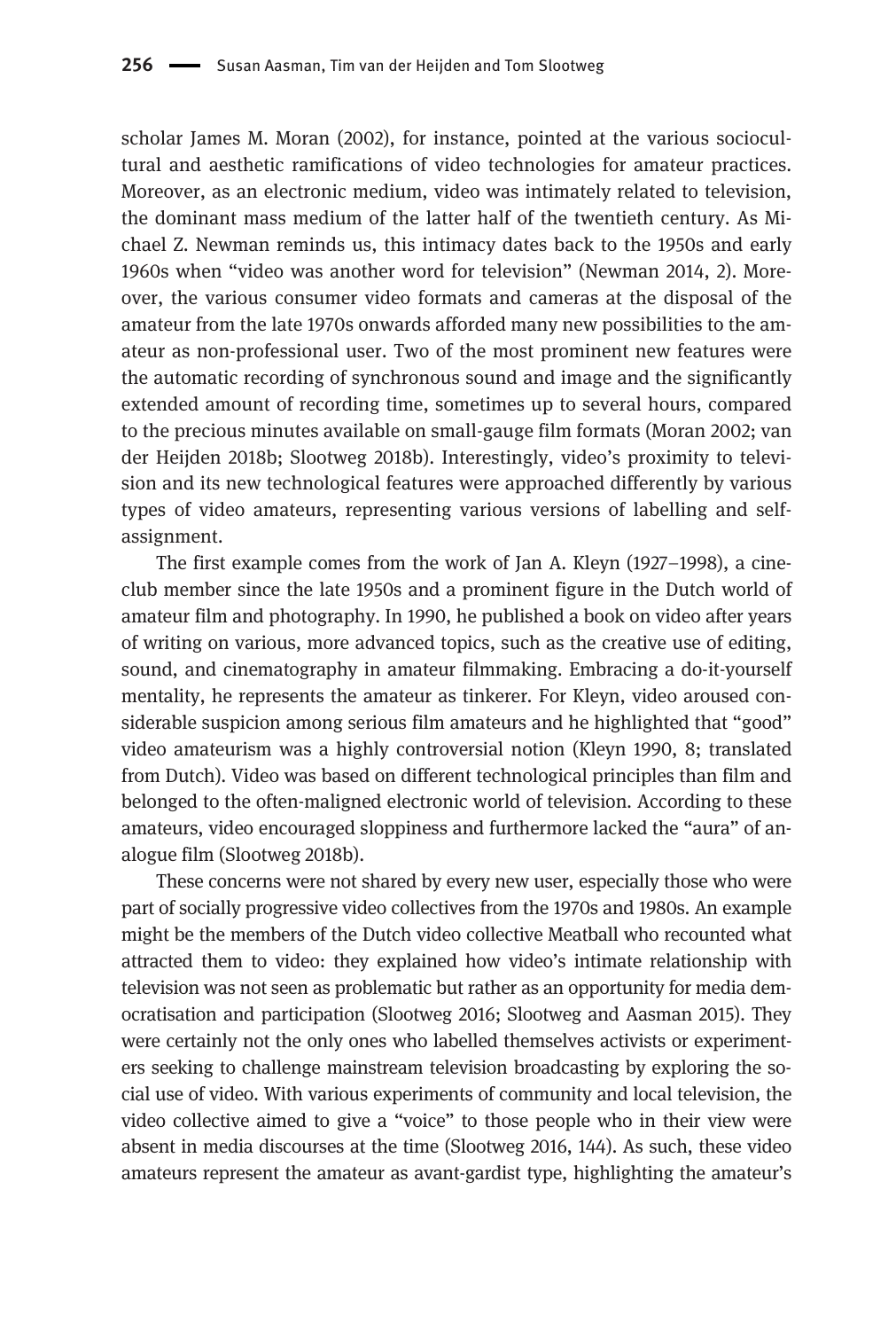scholar James M. Moran (2002), for instance, pointed at the various sociocultural and aesthetic ramifications of video technologies for amateur practices. Moreover, as an electronic medium, video was intimately related to television, the dominant mass medium of the latter half of the twentieth century. As Michael Z. Newman reminds us, this intimacy dates back to the 1950s and early 1960s when "video was another word for television" (Newman 2014, 2). Moreover, the various consumer video formats and cameras at the disposal of the amateur from the late 1970s onwards afforded many new possibilities to the amateur as non-professional user. Two of the most prominent new features were the automatic recording of synchronous sound and image and the significantly extended amount of recording time, sometimes up to several hours, compared to the precious minutes available on small-gauge film formats (Moran 2002; van der Heijden 2018b; Slootweg 2018b). Interestingly, video's proximity to television and its new technological features were approached differently by various types of video amateurs, representing various versions of labelling and self-assignment.

The first example comes from the work of Jan A. Kleyn (1927–1998), a cine-club member since the late 1950s and a prominent figure in the Dutch world of amateur film and photography. In 1990, he published a book on video after years of writing on various, more advanced topics, such as the creative use of editing, sound, and cinematography in amateur filmmaking. Embracing a do-it-yourself mentality, he represents the amateur as tinkerer. For Kleyn, video aroused considerable suspicion among serious film amateurs and he highlighted that "good" video amateurism was a highly controversial notion (Kleyn 1990, 8; translated from Dutch). Video was based on different technological principles than film and belonged to the often-maligned electronic world of television. According to these amateurs, video encouraged sloppiness and furthermore lacked the "aura" of analogue film (Slootweg 2018b).

These concerns were not shared by every new user, especially those who were part of socially progressive video collectives from the 1970s and 1980s. An example might be the members of the Dutch video collective Meatball who recounted what attracted them to video: they explained how video's intimate relationship with television was not seen as problematic but rather as an opportunity for media democratisation and participation (Slootweg 2016; Slootweg and Aasman 2015). They were certainly not the only ones who labelled themselves activists or experimenters seeking to challenge mainstream television broadcasting by exploring the social use of video. With various experiments of community and local television, the video collective aimed to give a "voice" to those people who in their view were absent in media discourses at the time (Slootweg 2016, 144). As such, these video amateurs represent the amateur as avant-gardist type, highlighting the amateur's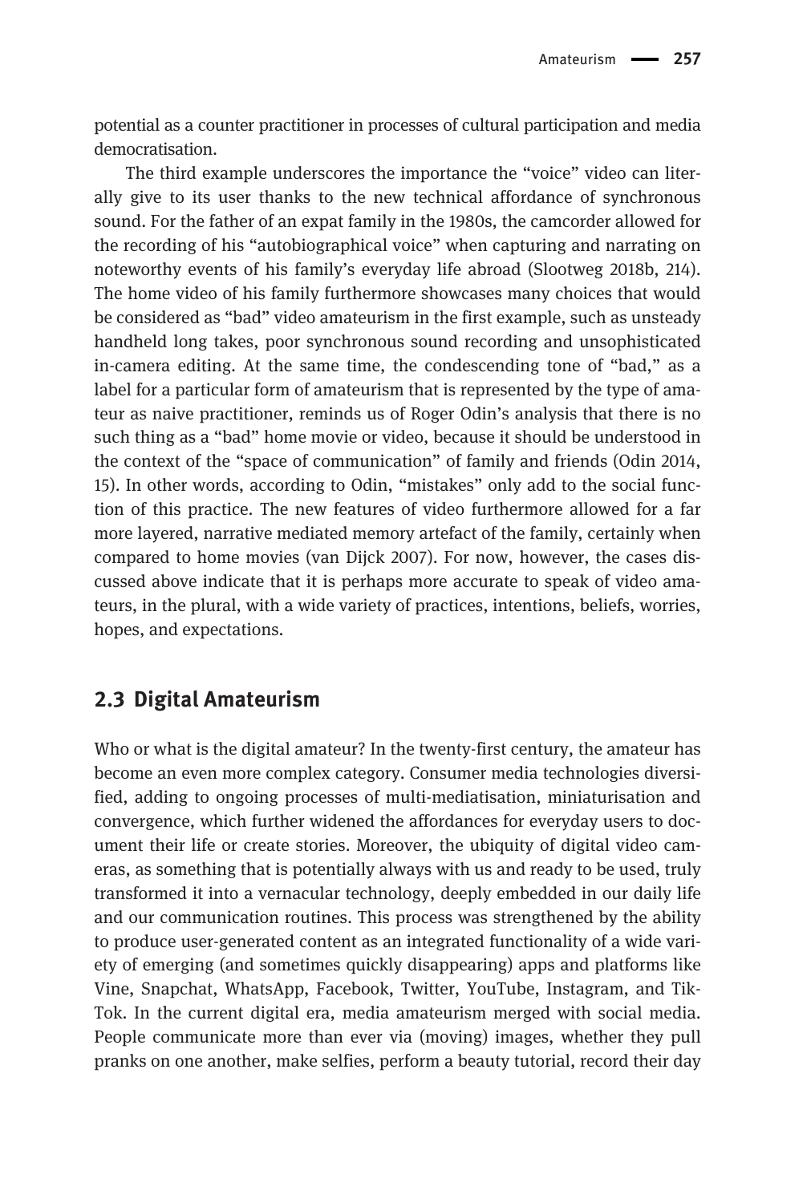potential as a counter practitioner in processes of cultural participation and media democratisation.

The third example underscores the importance the "voice" video can literally give to its user thanks to the new technical affordance of synchronous sound. For the father of an expat family in the 1980s, the camcorder allowed for the recording of his "autobiographical voice" when capturing and narrating on noteworthy events of his family's everyday life abroad (Slootweg 2018b, 214). The home video of his family furthermore showcases many choices that would be considered as "bad" video amateurism in the first example, such as unsteady handheld long takes, poor synchronous sound recording and unsophisticated in-camera editing. At the same time, the condescending tone of "bad," as a label for a particular form of amateurism that is represented by the type of amateur as naive practitioner, reminds us of Roger Odin's analysis that there is no such thing as a "bad" home movie or video, because it should be understood in the context of the "space of communication" of family and friends (Odin 2014, 15). In other words, according to Odin, "mistakes" only add to the social function of this practice. The new features of video furthermore allowed for a far more layered, narrative mediated memory artefact of the family, certainly when compared to home movies (van Dijck 2007). For now, however, the cases discussed above indicate that it is perhaps more accurate to speak of video amateurs, in the plural, with a wide variety of practices, intentions, beliefs, worries, hopes, and expectations.

## 2.3 Digital Amateurism

Who or what is the digital amateur? In the twenty-first century, the amateur has become an even more complex category. Consumer media technologies diversified, adding to ongoing processes of multi-mediatisation, miniaturisation and convergence, which further widened the affordances for everyday users to document their life or create stories. Moreover, the ubiquity of digital video cameras, as something that is potentially always with us and ready to be used, truly transformed it into a vernacular technology, deeply embedded in our daily life and our communication routines. This process was strengthened by the ability to produce user-generated content as an integrated functionality of a wide variety of emerging (and sometimes quickly disappearing) apps and platforms like Vine, Snapchat, WhatsApp, Facebook, Twitter, YouTube, Instagram, and TikTok. In the current digital era, media amateurism merged with social media. People communicate more than ever via (moving) images, whether they pull pranks on one another, make selfies, perform a beauty tutorial, record their day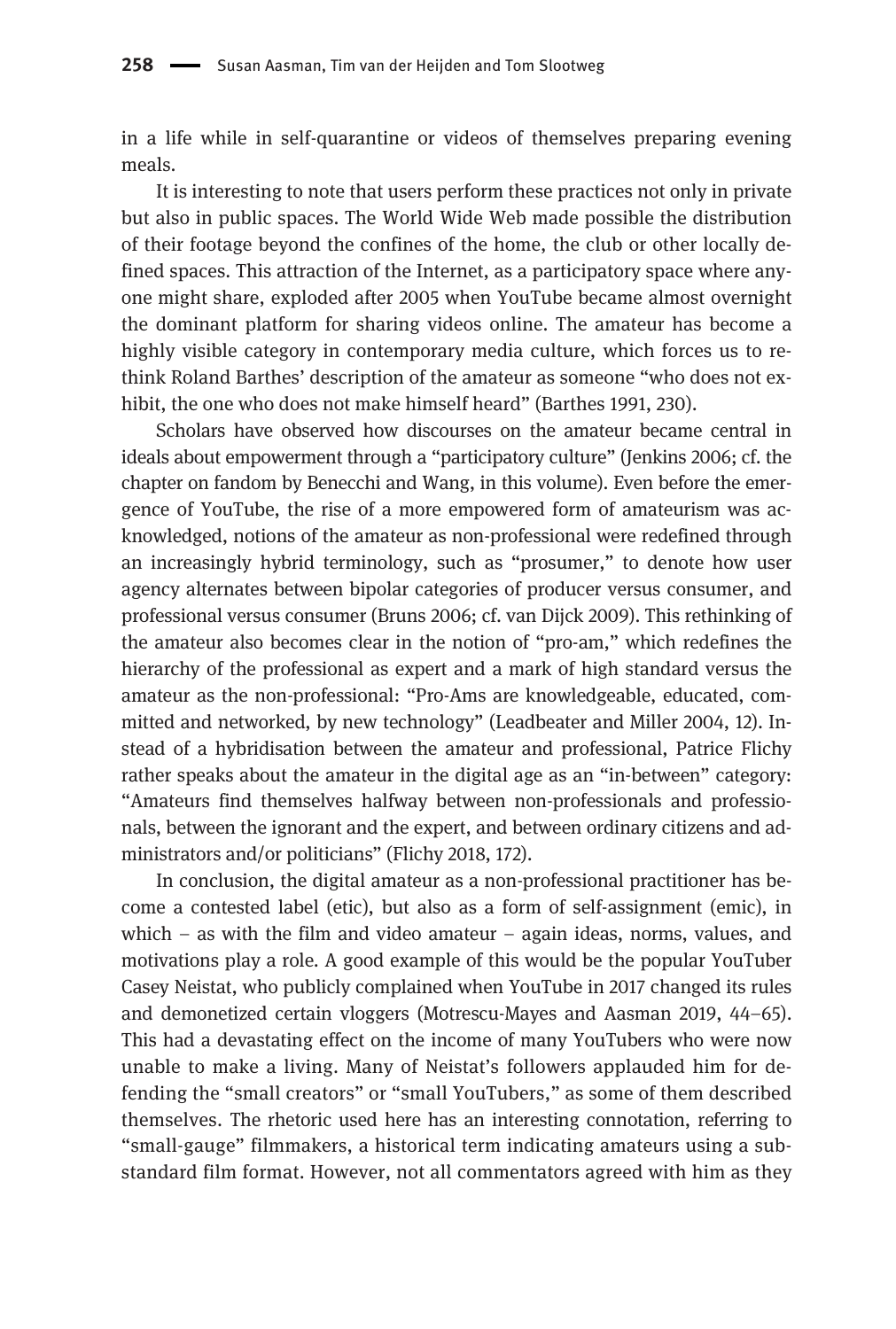in a life while in self-quarantine or videos of themselves preparing evening meals.

It is interesting to note that users perform these practices not only in private but also in public spaces. The World Wide Web made possible the distribution of their footage beyond the confines of the home, the club or other locally defined spaces. This attraction of the Internet, as a participatory space where anyone might share, exploded after 2005 when YouTube became almost overnight the dominant platform for sharing videos online. The amateur has become a highly visible category in contemporary media culture, which forces us to rethink Roland Barthes' description of the amateur as someone "who does not exhibit, the one who does not make himself heard" (Barthes 1991, 230).

Scholars have observed how discourses on the amateur became central in ideals about empowerment through a "participatory culture" (Jenkins 2006; cf. the chapter on fandom by Benecchi and Wang, in this volume). Even before the emergence of YouTube, the rise of a more empowered form of amateurism was acknowledged, notions of the amateur as non-professional were redefined through an increasingly hybrid terminology, such as "prosumer," to denote how user agency alternates between bipolar categories of producer versus consumer, and professional versus consumer (Bruns 2006; cf. van Dijck 2009). This rethinking of the amateur also becomes clear in the notion of "pro-am," which redefines the hierarchy of the professional as expert and a mark of high standard versus the amateur as the non-professional: "Pro-Ams are knowledgeable, educated, committed and networked, by new technology" (Leadbeater and Miller 2004, 12). Instead of a hybridisation between the amateur and professional, Patrice Flichy rather speaks about the amateur in the digital age as an "in-between" category: "Amateurs find themselves halfway between non-professionals and professionals, between the ignorant and the expert, and between ordinary citizens and administrators and/or politicians" (Flichy 2018, 172).

In conclusion, the digital amateur as a non-professional practitioner has become a contested label (etic), but also as a form of self-assignment (emic), in which – as with the film and video amateur – again ideas, norms, values, and motivations play a role. A good example of this would be the popular YouTuber Casey Neistat, who publicly complained when YouTube in 2017 changed its rules and demonetized certain vloggers (Motrescu-Mayes and Aasman 2019, 44–65). This had a devastating effect on the income of many YouTubers who were now unable to make a living. Many of Neistat's followers applauded him for defending the "small creators" or "small YouTubers," as some of them described themselves. The rhetoric used here has an interesting connotation, referring to "small-gauge" filmmakers, a historical term indicating amateurs using a substandard film format. However, not all commentators agreed with him as they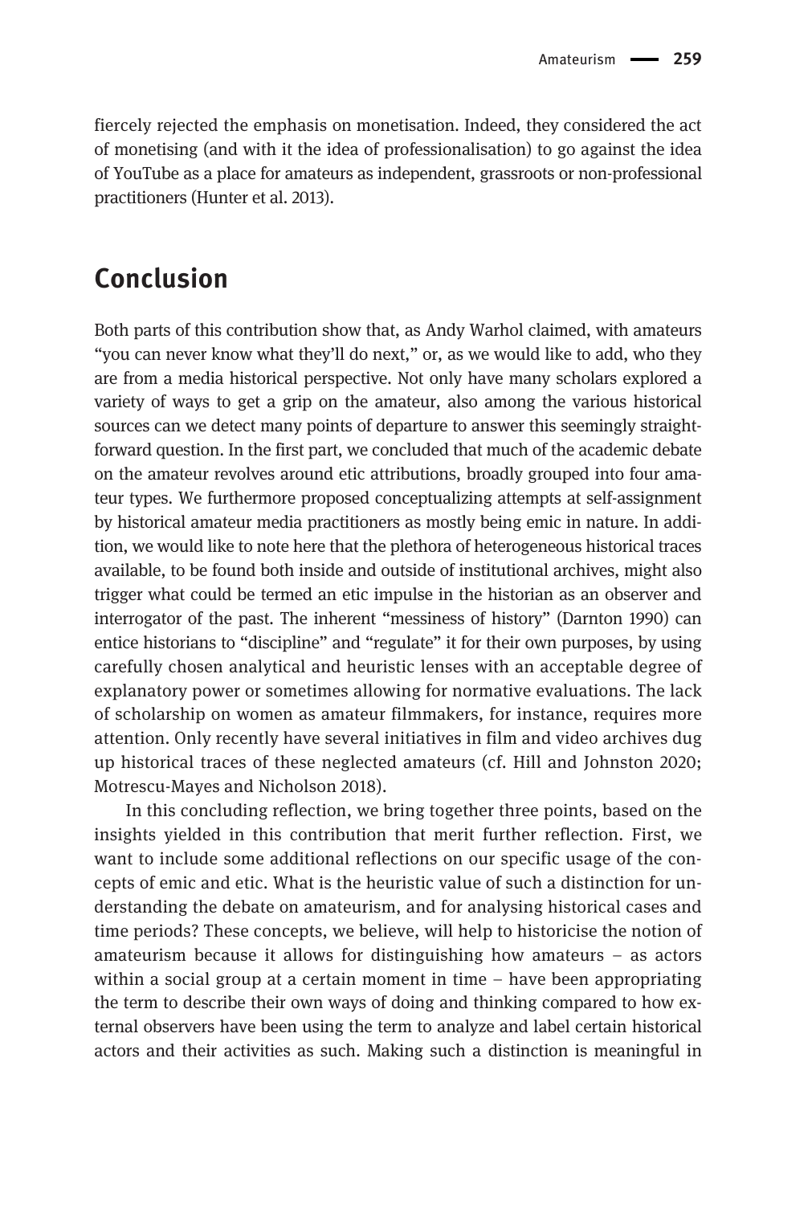fiercely rejected the emphasis on monetisation. Indeed, they considered the act of monetising (and with it the idea of professionalisation) to go against the idea of YouTube as a place for amateurs as independent, grassroots or non-professional practitioners (Hunter et al. 2013).

## Conclusion

Both parts of this contribution show that, as Andy Warhol claimed, with amateurs "you can never know what they'll do next," or, as we would like to add, who they are from a media historical perspective. Not only have many scholars explored a variety of ways to get a grip on the amateur, also among the various historical sources can we detect many points of departure to answer this seemingly straightforward question. In the first part, we concluded that much of the academic debate on the amateur revolves around etic attributions, broadly grouped into four amateur types. We furthermore proposed conceptualizing attempts at self-assignment by historical amateur media practitioners as mostly being emic in nature. In addition, we would like to note here that the plethora of heterogeneous historical traces available, to be found both inside and outside of institutional archives, might also trigger what could be termed an etic impulse in the historian as an observer and interrogator of the past. The inherent "messiness of history" (Darnton 1990) can entice historians to "discipline" and "regulate" it for their own purposes, by using carefully chosen analytical and heuristic lenses with an acceptable degree of explanatory power or sometimes allowing for normative evaluations. The lack of scholarship on women as amateur filmmakers, for instance, requires more attention. Only recently have several initiatives in film and video archives dug up historical traces of these neglected amateurs (cf. Hill and Johnston 2020; Motrescu-Mayes and Nicholson 2018).

In this concluding reflection, we bring together three points, based on the insights yielded in this contribution that merit further reflection. First, we want to include some additional reflections on our specific usage of the concepts of emic and etic. What is the heuristic value of such a distinction for understanding the debate on amateurism, and for analysing historical cases and time periods? These concepts, we believe, will help to historicise the notion of amateurism because it allows for distinguishing how amateurs – as actors within a social group at a certain moment in time – have been appropriating the term to describe their own ways of doing and thinking compared to how external observers have been using the term to analyze and label certain historical actors and their activities as such. Making such a distinction is meaningful in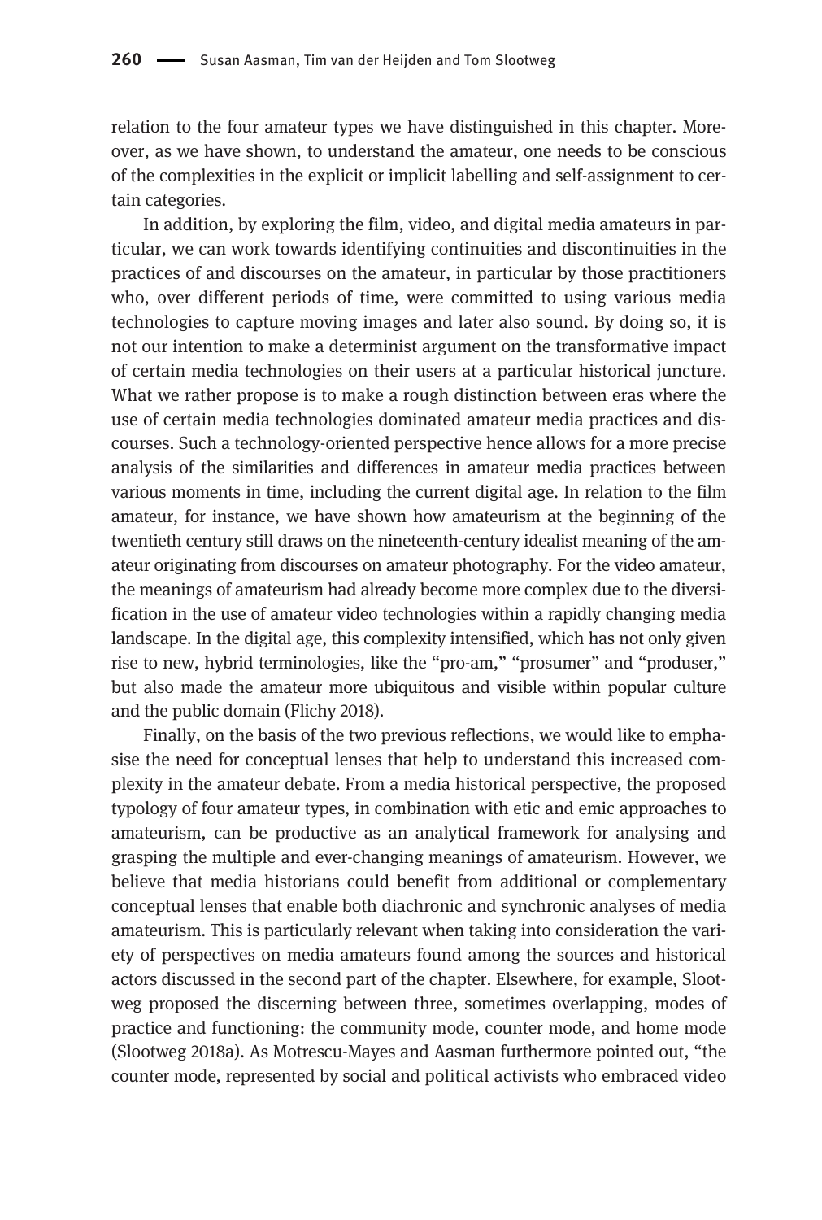relation to the four amateur types we have distinguished in this chapter. Moreover, as we have shown, to understand the amateur, one needs to be conscious of the complexities in the explicit or implicit labelling and self-assignment to certain categories.

In addition, by exploring the film, video, and digital media amateurs in particular, we can work towards identifying continuities and discontinuities in the practices of and discourses on the amateur, in particular by those practitioners who, over different periods of time, were committed to using various media technologies to capture moving images and later also sound. By doing so, it is not our intention to make a determinist argument on the transformative impact of certain media technologies on their users at a particular historical juncture. What we rather propose is to make a rough distinction between eras where the use of certain media technologies dominated amateur media practices and discourses. Such a technology-oriented perspective hence allows for a more precise analysis of the similarities and differences in amateur media practices between various moments in time, including the current digital age. In relation to the film amateur, for instance, we have shown how amateurism at the beginning of the twentieth century still draws on the nineteenth-century idealist meaning of the amateur originating from discourses on amateur photography. For the video amateur, the meanings of amateurism had already become more complex due to the diversification in the use of amateur video technologies within a rapidly changing media landscape. In the digital age, this complexity intensified, which has not only given rise to new, hybrid terminologies, like the "pro-am," "prosumer" and "produser," but also made the amateur more ubiquitous and visible within popular culture and the public domain (Flichy 2018).

Finally, on the basis of the two previous reflections, we would like to emphasise the need for conceptual lenses that help to understand this increased complexity in the amateur debate. From a media historical perspective, the proposed typology of four amateur types, in combination with etic and emic approaches to amateurism, can be productive as an analytical framework for analysing and grasping the multiple and ever-changing meanings of amateurism. However, we believe that media historians could benefit from additional or complementary conceptual lenses that enable both diachronic and synchronic analyses of media amateurism. This is particularly relevant when taking into consideration the variety of perspectives on media amateurs found among the sources and historical actors discussed in the second part of the chapter. Elsewhere, for example, Slootweg proposed the discerning between three, sometimes overlapping, modes of practice and functioning: the community mode, counter mode, and home mode (Slootweg 2018a). As Motrescu-Mayes and Aasman furthermore pointed out, "the counter mode, represented by social and political activists who embraced video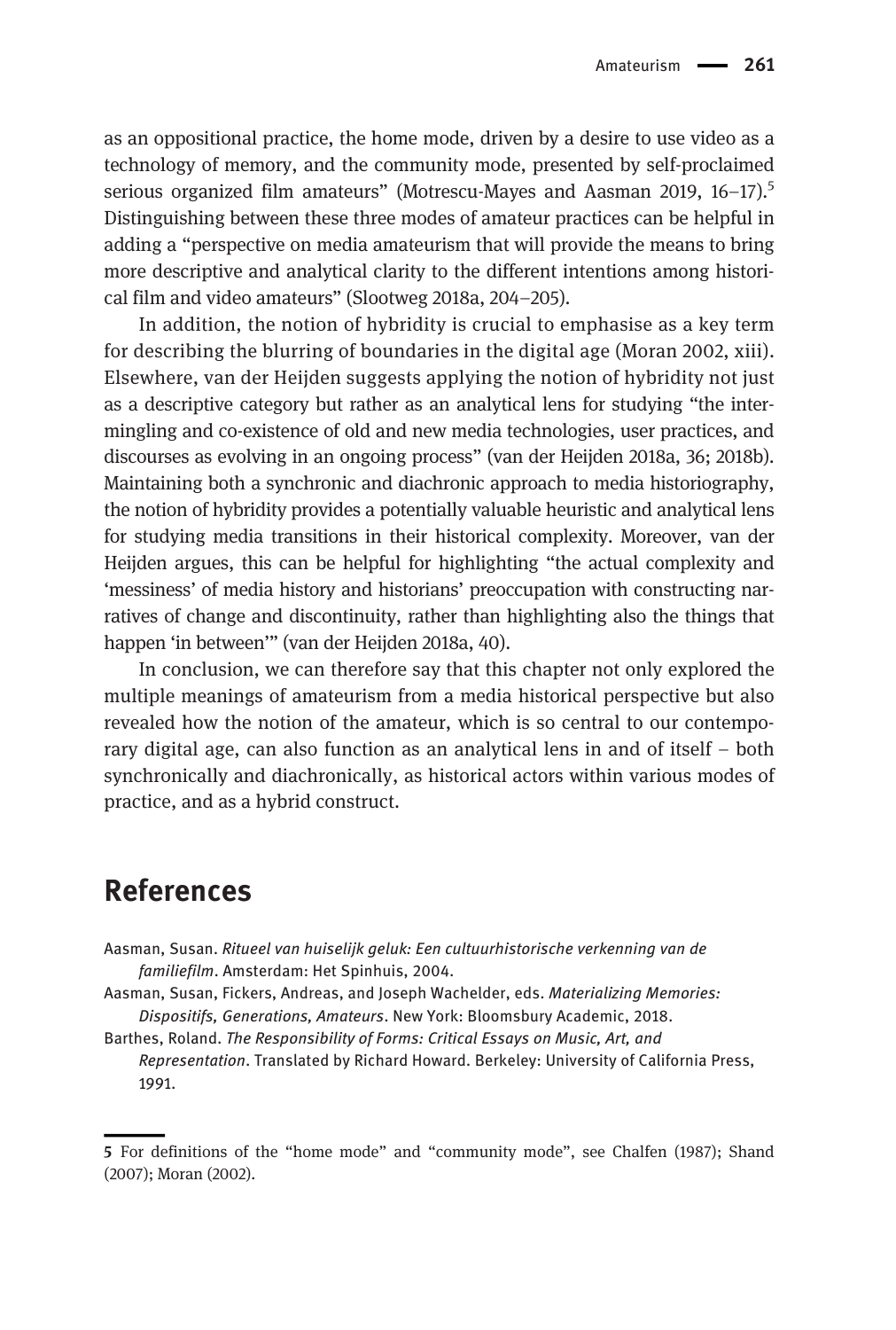as an oppositional practice, the home mode, driven by a desire to use video as a technology of memory, and the community mode, presented by self-proclaimed serious organized film amateurs" (Motrescu-Mayes and Aasman 2019, 16–17).[5] Distinguishing between these three modes of amateur practices can be helpful in adding a "perspective on media amateurism that will provide the means to bring more descriptive and analytical clarity to the different intentions among historical film and video amateurs" (Slootweg 2018a, 204–205).

In addition, the notion of hybridity is crucial to emphasise as a key term for describing the blurring of boundaries in the digital age (Moran 2002, xiii). Elsewhere, van der Heijden suggests applying the notion of hybridity not just as a descriptive category but rather as an analytical lens for studying "the intermingling and co-existence of old and new media technologies, user practices, and discourses as evolving in an ongoing process" (van der Heijden 2018a, 36; 2018b). Maintaining both a synchronic and diachronic approach to media historiography, the notion of hybridity provides a potentially valuable heuristic and analytical lens for studying media transitions in their historical complexity. Moreover, van der Heijden argues, this can be helpful for highlighting "the actual complexity and 'messiness' of media history and historians' preoccupation with constructing narratives of change and discontinuity, rather than highlighting also the things that happen 'in between'" (van der Heijden 2018a, 40).

In conclusion, we can therefore say that this chapter not only explored the multiple meanings of amateurism from a media historical perspective but also revealed how the notion of the amateur, which is so central to our contemporary digital age, can also function as an analytical lens in and of itself – both synchronically and diachronically, as historical actors within various modes of practice, and as a hybrid construct.

## References

Aasman, Susan. *Ritueel van huiselijk geluk: Een cultuurhistorische verkenning van de familiefilm*. Amsterdam: Het Spinhuis, 2004.

Aasman, Susan, Fickers, Andreas, and Joseph Wachelder, eds. *Materializing Memories: Dispositifs, Generations, Amateurs*. New York: Bloomsbury Academic, 2018.

Barthes, Roland. *The Responsibility of Forms: Critical Essays on Music, Art, and Representation*. Translated by Richard Howard. Berkeley: University of California Press, 1991.

---

5 For definitions of the "home mode" and "community mode", see Chalfen (1987); Shand (2007); Moran (2002).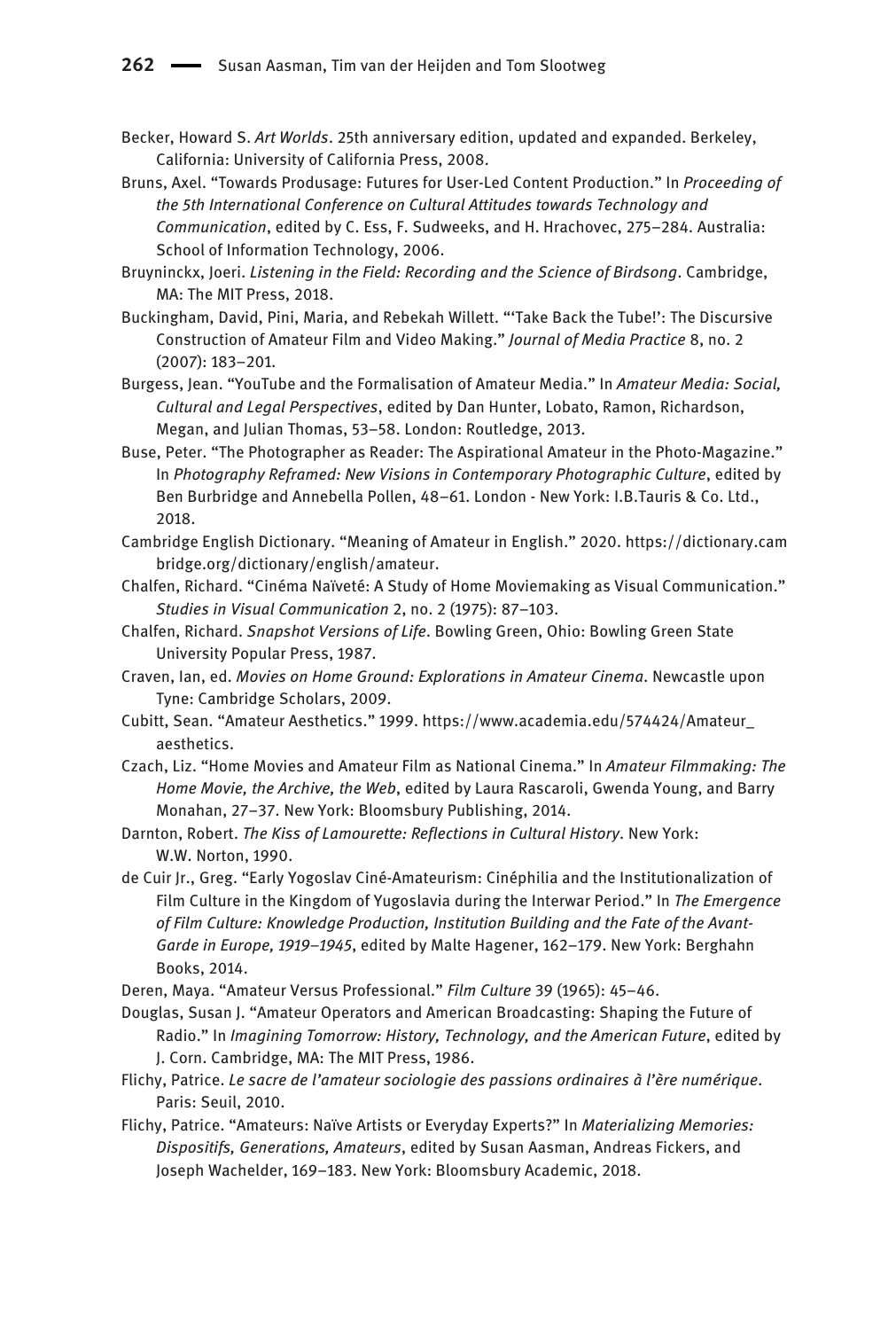Becker, Howard S. *Art Worlds*. 25th anniversary edition, updated and expanded. Berkeley, California: University of California Press, 2008.

Bruns, Axel. "Towards Produsage: Futures for User-Led Content Production." In *Proceeding of the 5th International Conference on Cultural Attitudes towards Technology and Communication*, edited by C. Ess, F. Sudweeks, and H. Hrachovec, 275–284. Australia: School of Information Technology, 2006.

Bruyninckx, Joeri. *Listening in the Field: Recording and the Science of Birdsong*. Cambridge, MA: The MIT Press, 2018.

Buckingham, David, Pini, Maria, and Rebekah Willett. "'Take Back the Tube!': The Discursive Construction of Amateur Film and Video Making." *Journal of Media Practice* 8, no. 2 (2007): 183–201.

Burgess, Jean. "YouTube and the Formalisation of Amateur Media." In *Amateur Media: Social, Cultural and Legal Perspectives*, edited by Dan Hunter, Lobato, Ramon, Richardson, Megan, and Julian Thomas, 53–58. London: Routledge, 2013.

Buse, Peter. "The Photographer as Reader: The Aspirational Amateur in the Photo-Magazine." In *Photography Reframed: New Visions in Contemporary Photographic Culture*, edited by Ben Burbridge and Annebella Pollen, 48–61. London - New York: I.B.Tauris & Co. Ltd., 2018.

Cambridge English Dictionary. "Meaning of Amateur in English." 2020. https://dictionary.cambridge.org/dictionary/english/amateur.

Chalfen, Richard. "Cinéma Naïveté: A Study of Home Moviemaking as Visual Communication." *Studies in Visual Communication* 2, no. 2 (1975): 87–103.

Chalfen, Richard. *Snapshot Versions of Life*. Bowling Green, Ohio: Bowling Green State University Popular Press, 1987.

Craven, Ian, ed. *Movies on Home Ground: Explorations in Amateur Cinema*. Newcastle upon Tyne: Cambridge Scholars, 2009.

Cubitt, Sean. "Amateur Aesthetics." 1999. https://www.academia.edu/574424/Amateur_aesthetics.

Czach, Liz. "Home Movies and Amateur Film as National Cinema." In *Amateur Filmmaking: The Home Movie, the Archive, the Web*, edited by Laura Rascaroli, Gwenda Young, and Barry Monahan, 27–37. New York: Bloomsbury Publishing, 2014.

Darnton, Robert. *The Kiss of Lamourette: Reflections in Cultural History*. New York: W.W. Norton, 1990.

de Cuir Jr., Greg. "Early Yogoslav Ciné-Amateurism: Cinéphilia and the Institutionalization of Film Culture in the Kingdom of Yugoslavia during the Interwar Period." In *The Emergence of Film Culture: Knowledge Production, Institution Building and the Fate of the Avant-Garde in Europe, 1919–1945*, edited by Malte Hagener, 162–179. New York: Berghahn Books, 2014.

Deren, Maya. "Amateur Versus Professional." *Film Culture* 39 (1965): 45–46.

Douglas, Susan J. "Amateur Operators and American Broadcasting: Shaping the Future of Radio." In *Imagining Tomorrow: History, Technology, and the American Future*, edited by J. Corn. Cambridge, MA: The MIT Press, 1986.

Flichy, Patrice. *Le sacre de l'amateur sociologie des passions ordinaires à l'ère numérique*. Paris: Seuil, 2010.

Flichy, Patrice. "Amateurs: Naïve Artists or Everyday Experts?" In *Materializing Memories: Dispositifs, Generations, Amateurs*, edited by Susan Aasman, Andreas Fickers, and Joseph Wachelder, 169–183. New York: Bloomsbury Academic, 2018.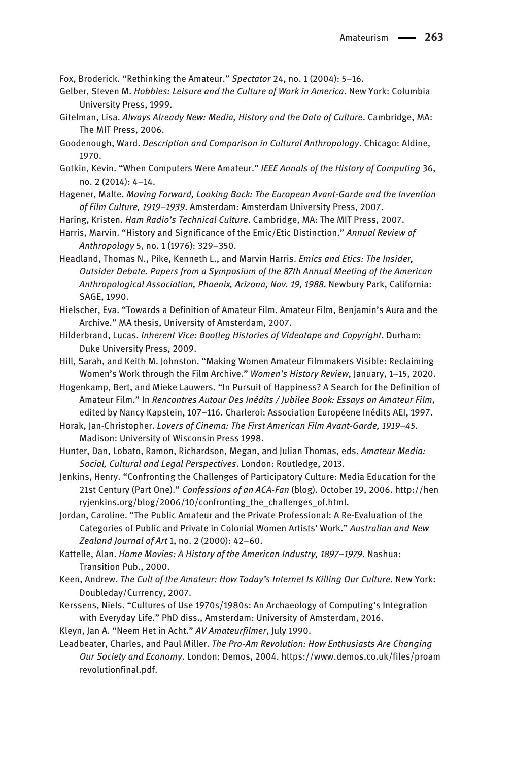Fox, Broderick. "Rethinking the Amateur." *Spectator* 24, no. 1 (2004): 5–16.

Gelber, Steven M. *Hobbies: Leisure and the Culture of Work in America*. New York: Columbia University Press, 1999.

Gitelman, Lisa. *Always Already New: Media, History and the Data of Culture*. Cambridge, MA: The MIT Press, 2006.

Goodenough, Ward. *Description and Comparison in Cultural Anthropology*. Chicago: Aldine, 1970.

Gotkin, Kevin. "When Computers Were Amateur." *IEEE Annals of the History of Computing* 36, no. 2 (2014): 4–14.

Hagener, Malte. *Moving Forward, Looking Back: The European Avant-Garde and the Invention of Film Culture, 1919–1939*. Amsterdam: Amsterdam University Press, 2007.

Haring, Kristen. *Ham Radio's Technical Culture*. Cambridge, MA: The MIT Press, 2007.

Harris, Marvin. "History and Significance of the Emic/Etic Distinction." *Annual Review of Anthropology* 5, no. 1 (1976): 329–350.

Headland, Thomas N., Pike, Kenneth L., and Marvin Harris. *Emics and Etics: The Insider, Outsider Debate. Papers from a Symposium of the 87th Annual Meeting of the American Anthropological Association, Phoenix, Arizona, Nov. 19, 1988*. Newbury Park, California: SAGE, 1990.

Hielscher, Eva. "Towards a Definition of Amateur Film. Amateur Film, Benjamin's Aura and the Archive." MA thesis, University of Amsterdam, 2007.

Hilderbrand, Lucas. *Inherent Vice: Bootleg Histories of Videotape and Copyright*. Durham: Duke University Press, 2009.

Hill, Sarah, and Keith M. Johnston. "Making Women Amateur Filmmakers Visible: Reclaiming Women's Work through the Film Archive." *Women's History Review*, January, 1–15, 2020.

Hogenkamp, Bert, and Mieke Lauwers. "In Pursuit of Happiness? A Search for the Definition of Amateur Film." In *Rencontres Autour Des Inédits / Jubilee Book: Essays on Amateur Film*, edited by Nancy Kapstein, 107–116. Charleroi: Association Européene Inédits AEI, 1997.

Horak, Jan-Christopher. *Lovers of Cinema: The First American Film Avant-Garde, 1919–45*. Madison: University of Wisconsin Press 1998.

Hunter, Dan, Lobato, Ramon, Richardson, Megan, and Julian Thomas, eds. *Amateur Media: Social, Cultural and Legal Perspectives*. London: Routledge, 2013.

Jenkins, Henry. "Confronting the Challenges of Participatory Culture: Media Education for the 21st Century (Part One)." *Confessions of an ACA-Fan* (blog). October 19, 2006. http://henryjenkins.org/blog/2006/10/confronting_the_challenges_of.html.

Jordan, Caroline. "The Public Amateur and the Private Professional: A Re-Evaluation of the Categories of Public and Private in Colonial Women Artists' Work." *Australian and New Zealand Journal of Art* 1, no. 2 (2000): 42–60.

Kattelle, Alan. *Home Movies: A History of the American Industry, 1897–1979*. Nashua: Transition Pub., 2000.

Keen, Andrew. *The Cult of the Amateur: How Today's Internet Is Killing Our Culture*. New York: Doubleday/Currency, 2007.

Kerssens, Niels. "Cultures of Use 1970s/1980s: An Archaeology of Computing's Integration with Everyday Life." PhD diss., Amsterdam: University of Amsterdam, 2016.

Kleyn, Jan A. "Neem Het in Acht." *AV Amateurfilmer*, July 1990.

Leadbeater, Charles, and Paul Miller. *The Pro-Am Revolution: How Enthusiasts Are Changing Our Society and Economy*. London: Demos, 2004. https://www.demos.co.uk/files/proamrevolutionfinal.pdf.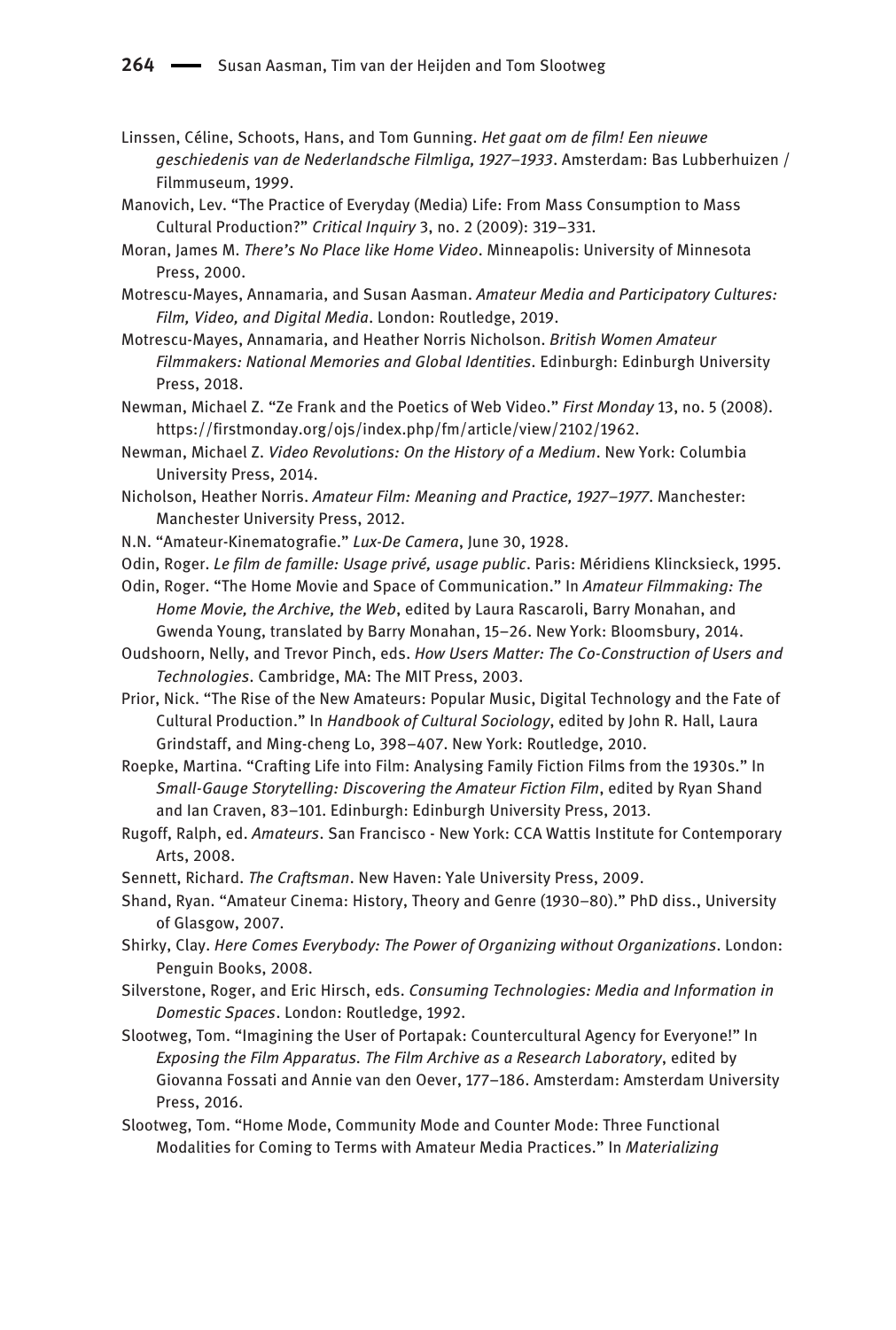Linssen, Céline, Schoots, Hans, and Tom Gunning. *Het gaat om de film! Een nieuwe geschiedenis van de Nederlandsche Filmliga, 1927–1933*. Amsterdam: Bas Lubberhuizen / Filmmuseum, 1999.

Manovich, Lev. "The Practice of Everyday (Media) Life: From Mass Consumption to Mass Cultural Production?" *Critical Inquiry* 3, no. 2 (2009): 319–331.

Moran, James M. *There's No Place like Home Video*. Minneapolis: University of Minnesota Press, 2000.

Motrescu-Mayes, Annamaria, and Susan Aasman. *Amateur Media and Participatory Cultures: Film, Video, and Digital Media*. London: Routledge, 2019.

Motrescu-Mayes, Annamaria, and Heather Norris Nicholson. *British Women Amateur Filmmakers: National Memories and Global Identities*. Edinburgh: Edinburgh University Press, 2018.

Newman, Michael Z. "Ze Frank and the Poetics of Web Video." *First Monday* 13, no. 5 (2008). https://firstmonday.org/ojs/index.php/fm/article/view/2102/1962.

Newman, Michael Z. *Video Revolutions: On the History of a Medium*. New York: Columbia University Press, 2014.

Nicholson, Heather Norris. *Amateur Film: Meaning and Practice, 1927–1977*. Manchester: Manchester University Press, 2012.

N.N. "Amateur-Kinematografie." *Lux-De Camera*, June 30, 1928.

Odin, Roger. *Le film de famille: Usage privé, usage public*. Paris: Méridiens Klincksieck, 1995.

Odin, Roger. "The Home Movie and Space of Communication." In *Amateur Filmmaking: The Home Movie, the Archive, the Web*, edited by Laura Rascaroli, Barry Monahan, and Gwenda Young, translated by Barry Monahan, 15–26. New York: Bloomsbury, 2014.

Oudshoorn, Nelly, and Trevor Pinch, eds. *How Users Matter: The Co-Construction of Users and Technologies*. Cambridge, MA: The MIT Press, 2003.

Prior, Nick. "The Rise of the New Amateurs: Popular Music, Digital Technology and the Fate of Cultural Production." In *Handbook of Cultural Sociology*, edited by John R. Hall, Laura Grindstaff, and Ming-cheng Lo, 398–407. New York: Routledge, 2010.

Roepke, Martina. "Crafting Life into Film: Analysing Family Fiction Films from the 1930s." In *Small-Gauge Storytelling: Discovering the Amateur Fiction Film*, edited by Ryan Shand and Ian Craven, 83–101. Edinburgh: Edinburgh University Press, 2013.

Rugoff, Ralph, ed. *Amateurs*. San Francisco - New York: CCA Wattis Institute for Contemporary Arts, 2008.

Sennett, Richard. *The Craftsman*. New Haven: Yale University Press, 2009.

Shand, Ryan. "Amateur Cinema: History, Theory and Genre (1930–80)." PhD diss., University of Glasgow, 2007.

Shirky, Clay. *Here Comes Everybody: The Power of Organizing without Organizations*. London: Penguin Books, 2008.

Silverstone, Roger, and Eric Hirsch, eds. *Consuming Technologies: Media and Information in Domestic Spaces*. London: Routledge, 1992.

Slootweg, Tom. "Imagining the User of Portapak: Countercultural Agency for Everyone!" In *Exposing the Film Apparatus. The Film Archive as a Research Laboratory*, edited by Giovanna Fossati and Annie van den Oever, 177–186. Amsterdam: Amsterdam University Press, 2016.

Slootweg, Tom. "Home Mode, Community Mode and Counter Mode: Three Functional Modalities for Coming to Terms with Amateur Media Practices." In *Materializing*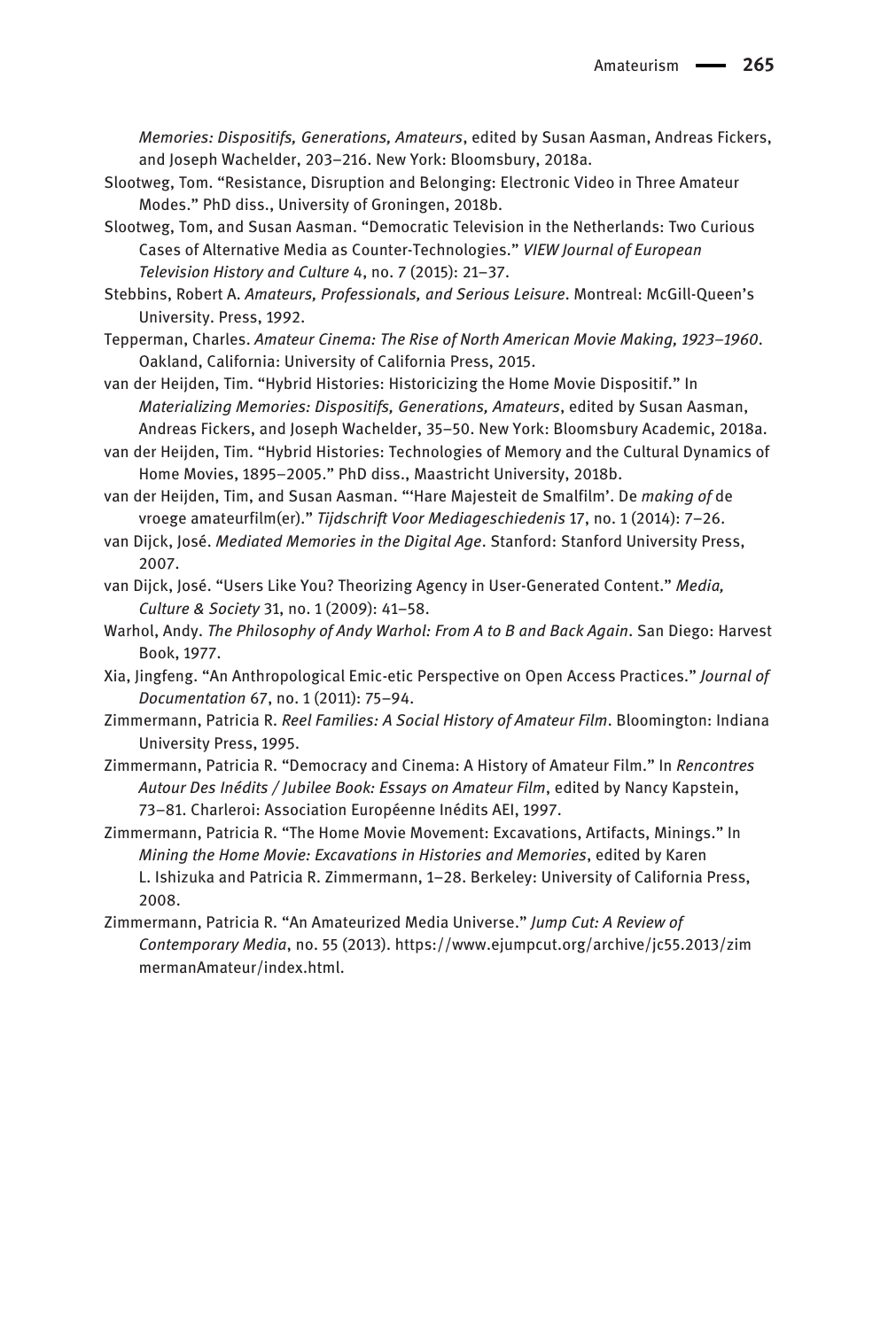*Memories: Dispositifs, Generations, Amateurs*, edited by Susan Aasman, Andreas Fickers, and Joseph Wachelder, 203–216. New York: Bloomsbury, 2018a.

Slootweg, Tom. "Resistance, Disruption and Belonging: Electronic Video in Three Amateur Modes." PhD diss., University of Groningen, 2018b.

Slootweg, Tom, and Susan Aasman. "Democratic Television in the Netherlands: Two Curious Cases of Alternative Media as Counter-Technologies." *VIEW Journal of European Television History and Culture* 4, no. 7 (2015): 21–37.

Stebbins, Robert A. *Amateurs, Professionals, and Serious Leisure*. Montreal: McGill-Queen's University. Press, 1992.

Tepperman, Charles. *Amateur Cinema: The Rise of North American Movie Making, 1923–1960*. Oakland, California: University of California Press, 2015.

van der Heijden, Tim. "Hybrid Histories: Historicizing the Home Movie Dispositif." In *Materializing Memories: Dispositifs, Generations, Amateurs*, edited by Susan Aasman, Andreas Fickers, and Joseph Wachelder, 35–50. New York: Bloomsbury Academic, 2018a.

van der Heijden, Tim. "Hybrid Histories: Technologies of Memory and the Cultural Dynamics of Home Movies, 1895–2005." PhD diss., Maastricht University, 2018b.

van der Heijden, Tim, and Susan Aasman. "'Hare Majesteit de Smalfilm'. De *making of* de vroege amateurfilm(er)." *Tijdschrift Voor Mediageschiedenis* 17, no. 1 (2014): 7–26.

van Dijck, José. *Mediated Memories in the Digital Age*. Stanford: Stanford University Press, 2007.

van Dijck, José. "Users Like You? Theorizing Agency in User-Generated Content." *Media, Culture & Society* 31, no. 1 (2009): 41–58.

Warhol, Andy. *The Philosophy of Andy Warhol: From A to B and Back Again*. San Diego: Harvest Book, 1977.

Xia, Jingfeng. "An Anthropological Emic-etic Perspective on Open Access Practices." *Journal of Documentation* 67, no. 1 (2011): 75–94.

Zimmermann, Patricia R. *Reel Families: A Social History of Amateur Film*. Bloomington: Indiana University Press, 1995.

Zimmermann, Patricia R. "Democracy and Cinema: A History of Amateur Film." In *Rencontres Autour Des Inédits / Jubilee Book: Essays on Amateur Film*, edited by Nancy Kapstein, 73–81. Charleroi: Association Européenne Inédits AEI, 1997.

Zimmermann, Patricia R. "The Home Movie Movement: Excavations, Artifacts, Minings." In *Mining the Home Movie: Excavations in Histories and Memories*, edited by Karen L. Ishizuka and Patricia R. Zimmermann, 1–28. Berkeley: University of California Press, 2008.

Zimmermann, Patricia R. "An Amateurized Media Universe." *Jump Cut: A Review of Contemporary Media*, no. 55 (2013). https://www.ejumpcut.org/archive/jc55.2013/zimmermanAmateur/index.html.